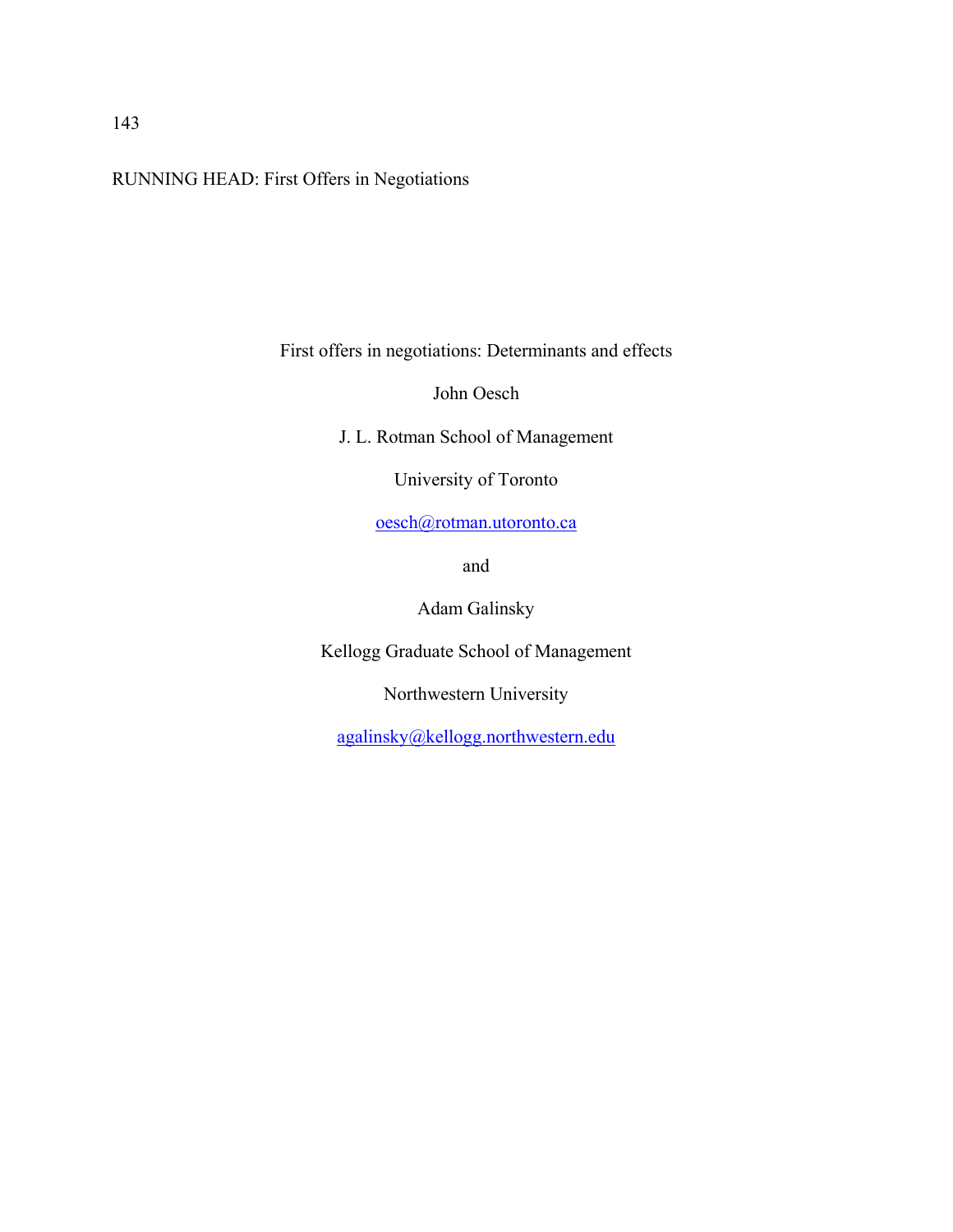RUNNING HEAD: First Offers in Negotiations

# First offers in negotiations: Determinants and effects

John Oesch

J. L. Rotman School of Management

University of Toronto

oesch@rotman.utoronto.ca

and

Adam Galinsky

Kellogg Graduate School of Management

Northwestern University

agalinsky@kellogg.northwestern.edu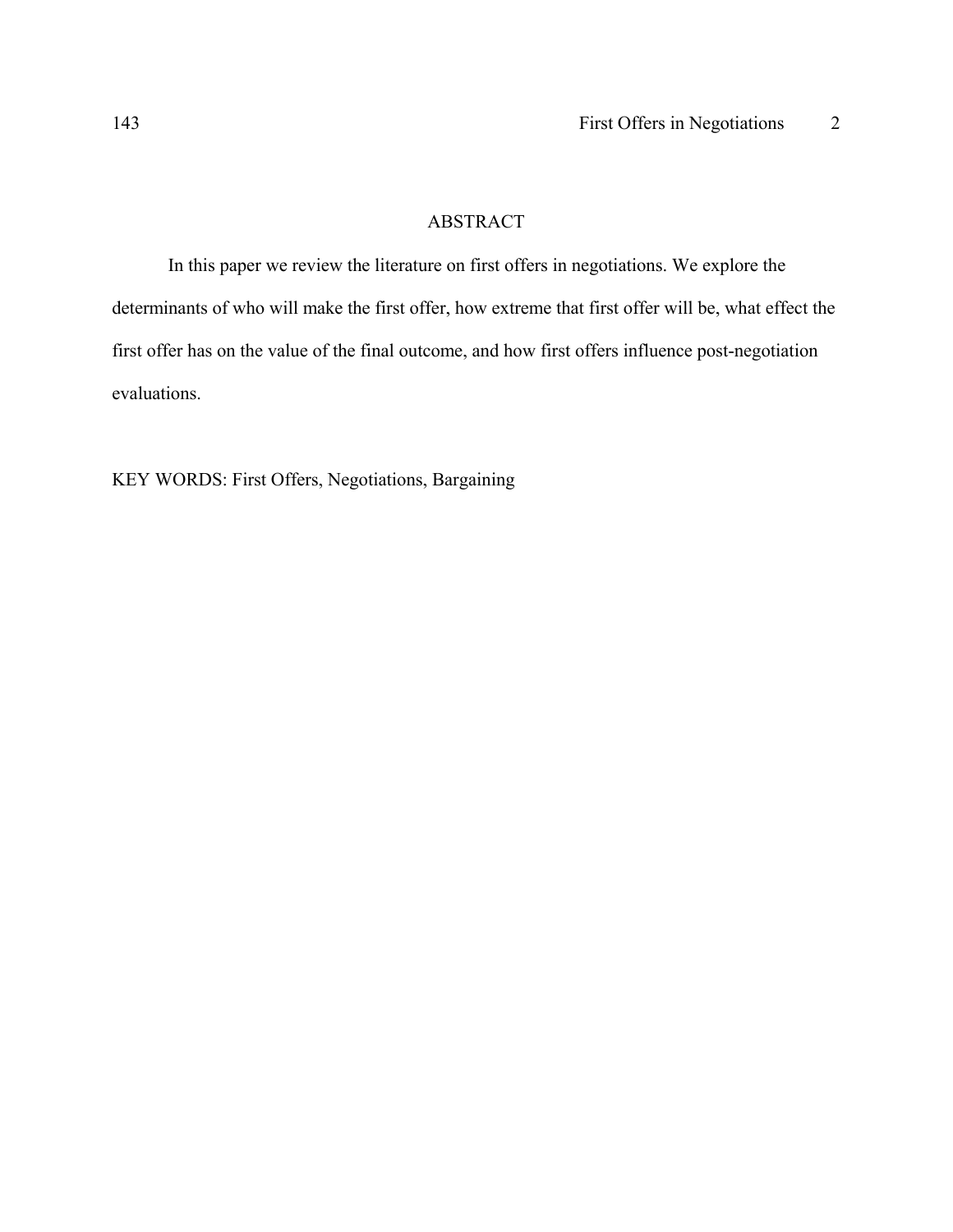# ABSTRACT

In this paper we review the literature on first offers in negotiations. We explore the determinants of who will make the first offer, how extreme that first offer will be, what effect the first offer has on the value of the final outcome, and how first offers influence post-negotiation evaluations.

KEY WORDS: First Offers, Negotiations, Bargaining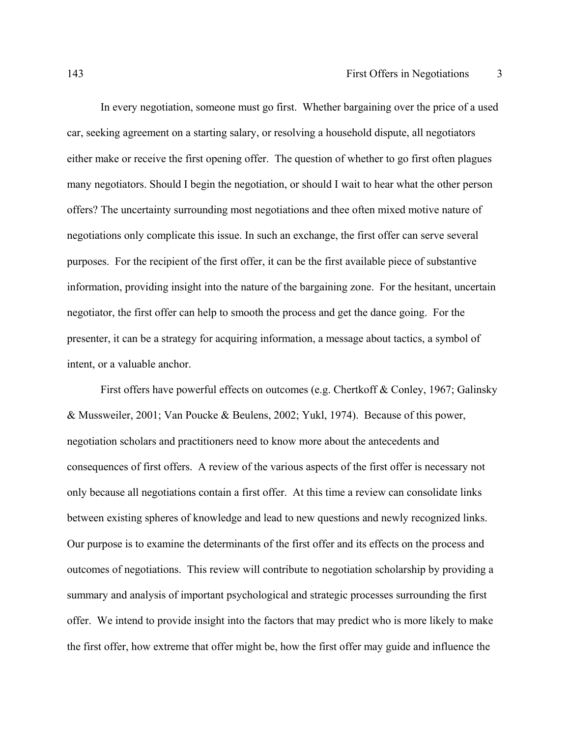In every negotiation, someone must go first. Whether bargaining over the price of a used car, seeking agreement on a starting salary, or resolving a household dispute, all negotiators either make or receive the first opening offer. The question of whether to go first often plagues many negotiators. Should I begin the negotiation, or should I wait to hear what the other person offers? The uncertainty surrounding most negotiations and thee often mixed motive nature of negotiations only complicate this issue. In such an exchange, the first offer can serve several purposes. For the recipient of the first offer, it can be the first available piece of substantive information, providing insight into the nature of the bargaining zone. For the hesitant, uncertain negotiator, the first offer can help to smooth the process and get the dance going. For the presenter, it can be a strategy for acquiring information, a message about tactics, a symbol of intent, or a valuable anchor.

First offers have powerful effects on outcomes (e.g. Chertkoff & Conley, 1967; Galinsky & Mussweiler, 2001; Van Poucke & Beulens, 2002; Yukl, 1974). Because of this power, negotiation scholars and practitioners need to know more about the antecedents and consequences of first offers. A review of the various aspects of the first offer is necessary not only because all negotiations contain a first offer. At this time a review can consolidate links between existing spheres of knowledge and lead to new questions and newly recognized links. Our purpose is to examine the determinants of the first offer and its effects on the process and outcomes of negotiations. This review will contribute to negotiation scholarship by providing a summary and analysis of important psychological and strategic processes surrounding the first offer. We intend to provide insight into the factors that may predict who is more likely to make the first offer, how extreme that offer might be, how the first offer may guide and influence the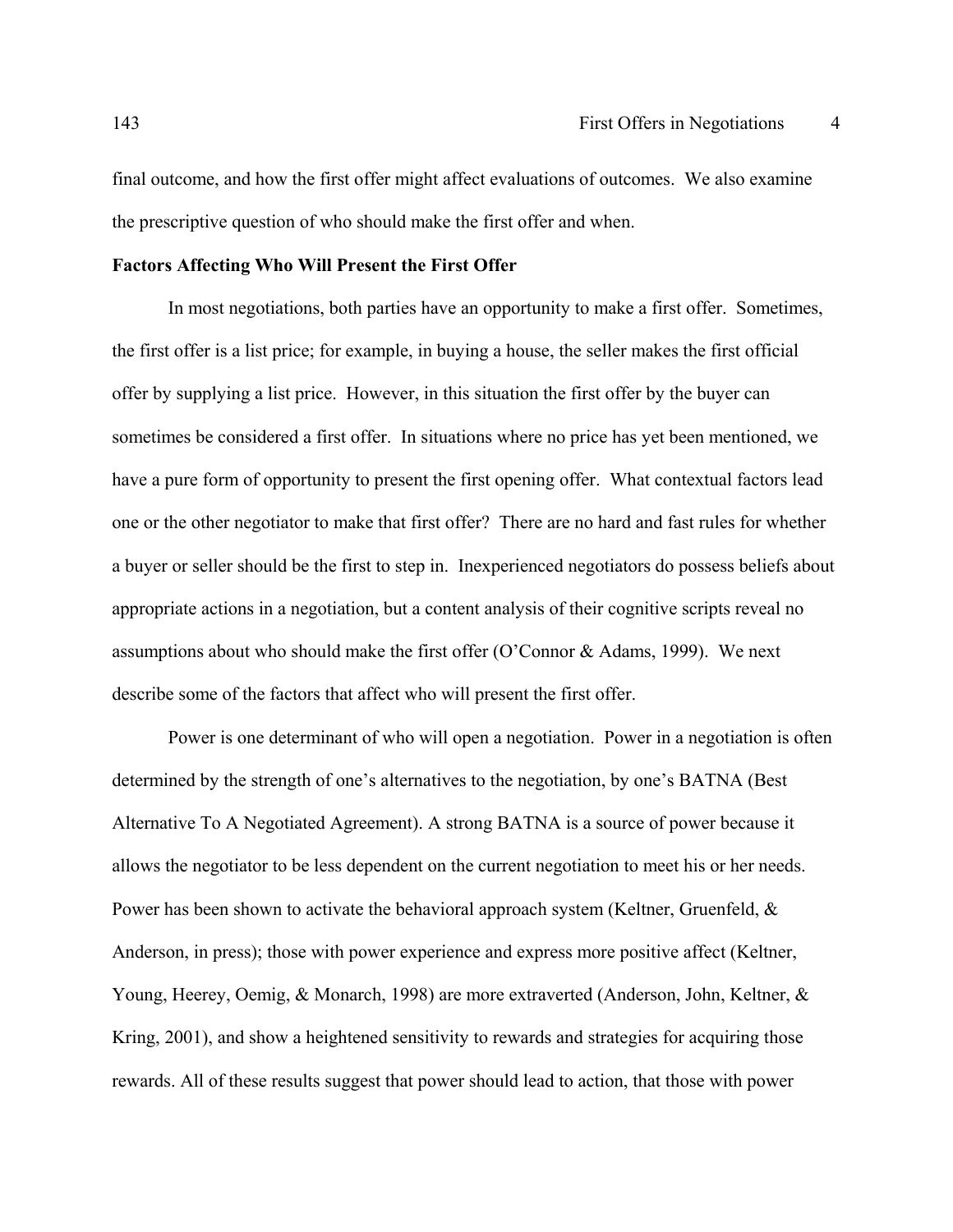final outcome, and how the first offer might affect evaluations of outcomes. We also examine the prescriptive question of who should make the first offer and when.

**Factors Affecting Who Will Present the First Offer**

In most negotiations, both parties have an opportunity to make a first offer. Sometimes, the first offer is a list price; for example, in buying a house, the seller makes the first official offer by supplying a list price. However, in this situation the first offer by the buyer can sometimes be considered a first offer. In situations where no price has yet been mentioned, we have a pure form of opportunity to present the first opening offer. What contextual factors lead one or the other negotiator to make that first offer? There are no hard and fast rules for whether a buyer or seller should be the first to step in. Inexperienced negotiators do possess beliefs about appropriate actions in a negotiation, but a content analysis of their cognitive scripts reveal no assumptions about who should make the first offer (O'Connor & Adams, 1999). We next describe some of the factors that affect who will present the first offer.

Power is one determinant of who will open a negotiation. Power in a negotiation is often determined by the strength of one's alternatives to the negotiation, by one's BATNA (Best Alternative To A Negotiated Agreement). A strong BATNA is a source of power because it allows the negotiator to be less dependent on the current negotiation to meet his or her needs. Power has been shown to activate the behavioral approach system (Keltner, Gruenfeld, & Anderson, in press); those with power experience and express more positive affect (Keltner, Young, Heerey, Oemig, & Monarch, 1998) are more extraverted (Anderson, John, Keltner, & Kring, 2001), and show a heightened sensitivity to rewards and strategies for acquiring those rewards. All of these results suggest that power should lead to action, that those with power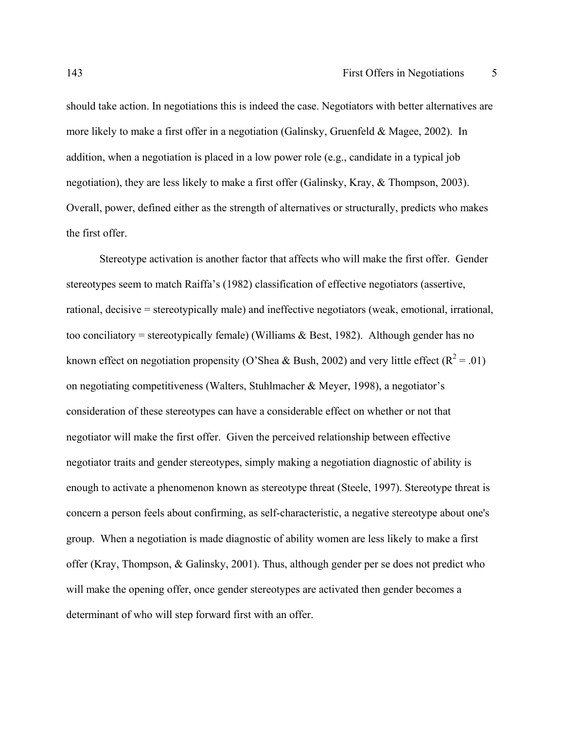should take action. In negotiations this is indeed the case. Negotiators with better alternatives are more likely to make a first offer in a negotiation (Galinsky, Gruenfeld & Magee, 2002). In addition, when a negotiation is placed in a low power role (e.g., candidate in a typical job negotiation), they are less likely to make a first offer (Galinsky, Kray, & Thompson, 2003). Overall, power, defined either as the strength of alternatives or structurally, predicts who makes the first offer.

Stereotype activation is another factor that affects who will make the first offer. Gender stereotypes seem to match Raiffa's (1982) classification of effective negotiators (assertive, rational, decisive = stereotypically male) and ineffective negotiators (weak, emotional, irrational, too conciliatory = stereotypically female) (Williams & Best, 1982). Although gender has no known effect on negotiation propensity (O'Shea & Bush, 2002) and very little effect ($R^2 = .01$) on negotiating competitiveness (Walters, Stuhlmacher & Meyer, 1998), a negotiator's consideration of these stereotypes can have a considerable effect on whether or not that negotiator will make the first offer. Given the perceived relationship between effective negotiator traits and gender stereotypes, simply making a negotiation diagnostic of ability is enough to activate a phenomenon known as stereotype threat (Steele, 1997). Stereotype threat is concern a person feels about confirming, as self-characteristic, a negative stereotype about one's group. When a negotiation is made diagnostic of ability women are less likely to make a first offer (Kray, Thompson, & Galinsky, 2001). Thus, although gender per se does not predict who will make the opening offer, once gender stereotypes are activated then gender becomes a determinant of who will step forward first with an offer.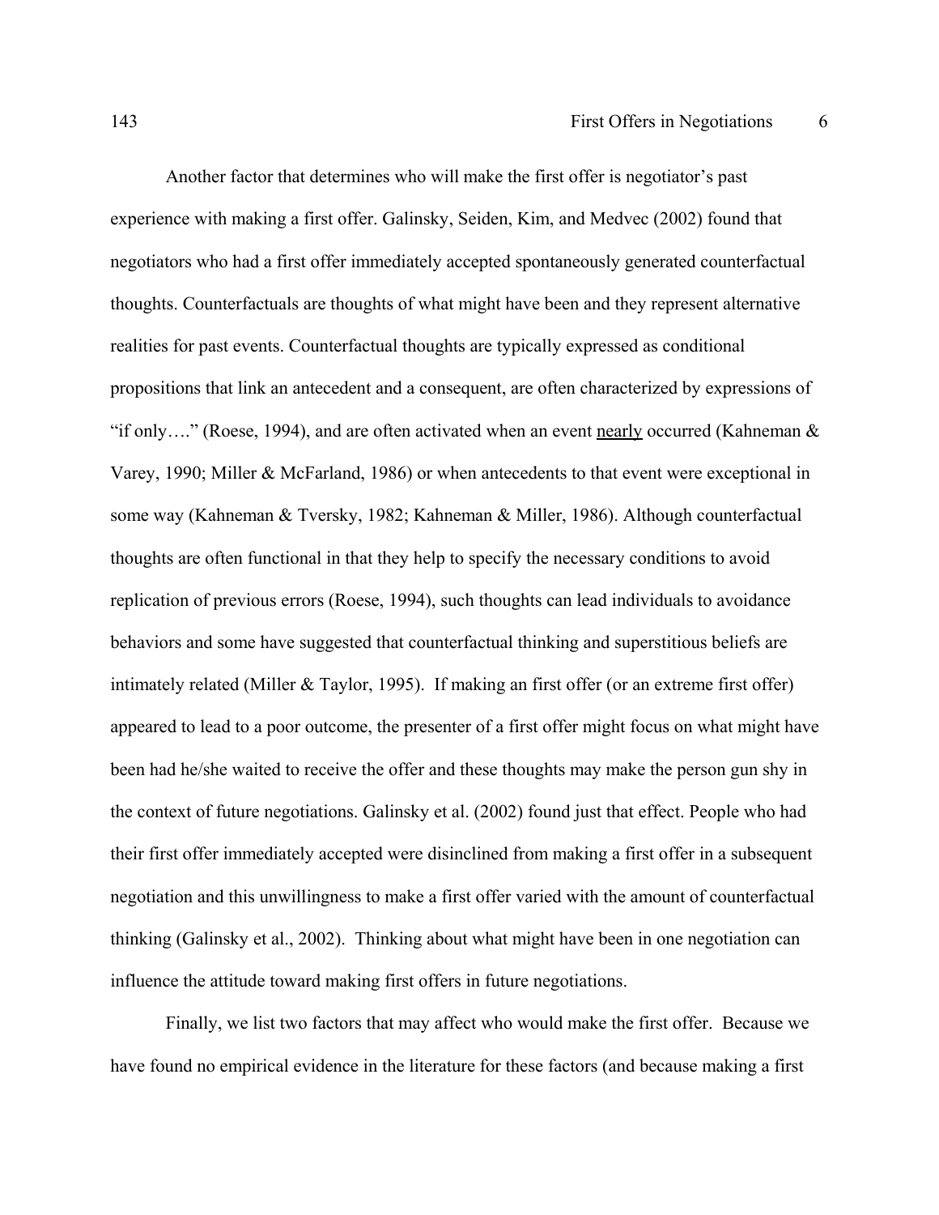Another factor that determines who will make the first offer is negotiator's past experience with making a first offer. Galinsky, Seiden, Kim, and Medvec (2002) found that negotiators who had a first offer immediately accepted spontaneously generated counterfactual thoughts. Counterfactuals are thoughts of what might have been and they represent alternative realities for past events. Counterfactual thoughts are typically expressed as conditional propositions that link an antecedent and a consequent, are often characterized by expressions of "if only…." (Roese, 1994), and are often activated when an event <u>nearly</u> occurred (Kahneman & Varey, 1990; Miller & McFarland, 1986) or when antecedents to that event were exceptional in some way (Kahneman & Tversky, 1982; Kahneman & Miller, 1986). Although counterfactual thoughts are often functional in that they help to specify the necessary conditions to avoid replication of previous errors (Roese, 1994), such thoughts can lead individuals to avoidance behaviors and some have suggested that counterfactual thinking and superstitious beliefs are intimately related (Miller & Taylor, 1995). If making an first offer (or an extreme first offer) appeared to lead to a poor outcome, the presenter of a first offer might focus on what might have been had he/she waited to receive the offer and these thoughts may make the person gun shy in the context of future negotiations. Galinsky et al. (2002) found just that effect. People who had their first offer immediately accepted were disinclined from making a first offer in a subsequent negotiation and this unwillingness to make a first offer varied with the amount of counterfactual thinking (Galinsky et al., 2002). Thinking about what might have been in one negotiation can influence the attitude toward making first offers in future negotiations.

Finally, we list two factors that may affect who would make the first offer. Because we have found no empirical evidence in the literature for these factors (and because making a first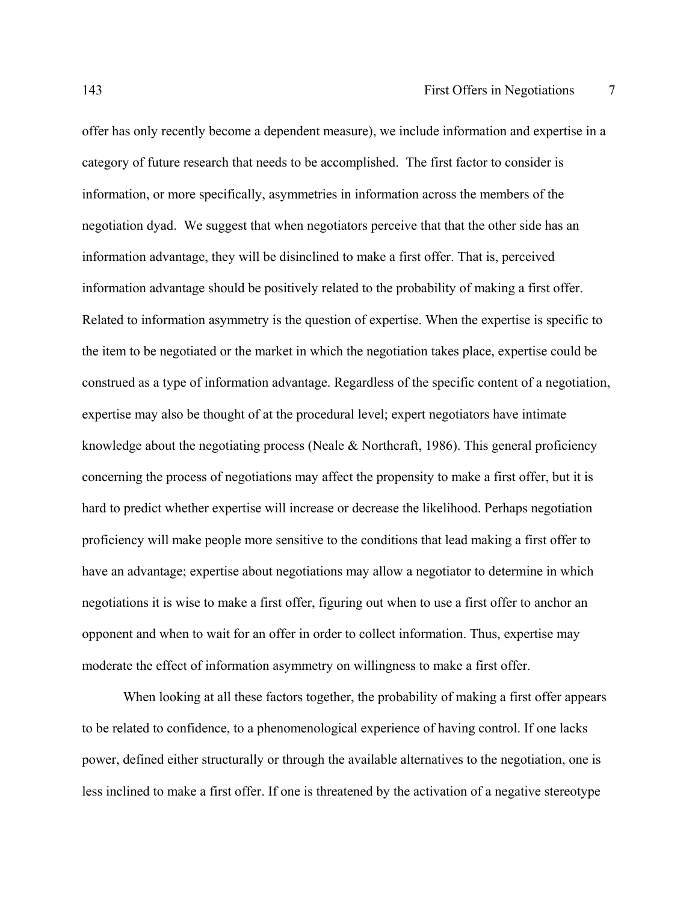offer has only recently become a dependent measure), we include information and expertise in a category of future research that needs to be accomplished. The first factor to consider is information, or more specifically, asymmetries in information across the members of the negotiation dyad. We suggest that when negotiators perceive that that the other side has an information advantage, they will be disinclined to make a first offer. That is, perceived information advantage should be positively related to the probability of making a first offer. Related to information asymmetry is the question of expertise. When the expertise is specific to the item to be negotiated or the market in which the negotiation takes place, expertise could be construed as a type of information advantage. Regardless of the specific content of a negotiation, expertise may also be thought of at the procedural level; expert negotiators have intimate knowledge about the negotiating process (Neale & Northcraft, 1986). This general proficiency concerning the process of negotiations may affect the propensity to make a first offer, but it is hard to predict whether expertise will increase or decrease the likelihood. Perhaps negotiation proficiency will make people more sensitive to the conditions that lead making a first offer to have an advantage; expertise about negotiations may allow a negotiator to determine in which negotiations it is wise to make a first offer, figuring out when to use a first offer to anchor an opponent and when to wait for an offer in order to collect information. Thus, expertise may moderate the effect of information asymmetry on willingness to make a first offer.

When looking at all these factors together, the probability of making a first offer appears to be related to confidence, to a phenomenological experience of having control. If one lacks power, defined either structurally or through the available alternatives to the negotiation, one is less inclined to make a first offer. If one is threatened by the activation of a negative stereotype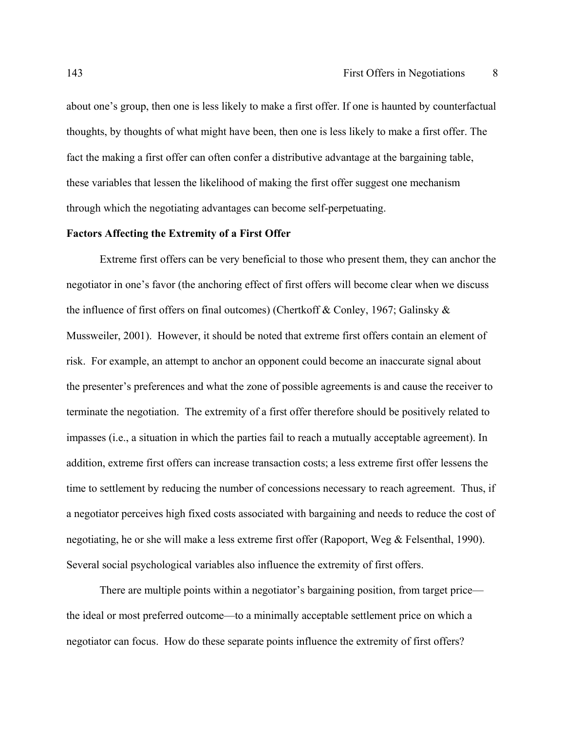about one's group, then one is less likely to make a first offer. If one is haunted by counterfactual thoughts, by thoughts of what might have been, then one is less likely to make a first offer. The fact the making a first offer can often confer a distributive advantage at the bargaining table, these variables that lessen the likelihood of making the first offer suggest one mechanism through which the negotiating advantages can become self-perpetuating.

**Factors Affecting the Extremity of a First Offer**

Extreme first offers can be very beneficial to those who present them, they can anchor the negotiator in one's favor (the anchoring effect of first offers will become clear when we discuss the influence of first offers on final outcomes) (Chertkoff & Conley, 1967; Galinsky & Mussweiler, 2001). However, it should be noted that extreme first offers contain an element of risk. For example, an attempt to anchor an opponent could become an inaccurate signal about the presenter's preferences and what the zone of possible agreements is and cause the receiver to terminate the negotiation. The extremity of a first offer therefore should be positively related to impasses (i.e., a situation in which the parties fail to reach a mutually acceptable agreement). In addition, extreme first offers can increase transaction costs; a less extreme first offer lessens the time to settlement by reducing the number of concessions necessary to reach agreement. Thus, if a negotiator perceives high fixed costs associated with bargaining and needs to reduce the cost of negotiating, he or she will make a less extreme first offer (Rapoport, Weg & Felsenthal, 1990). Several social psychological variables also influence the extremity of first offers.

There are multiple points within a negotiator's bargaining position, from target price—the ideal or most preferred outcome—to a minimally acceptable settlement price on which a negotiator can focus. How do these separate points influence the extremity of first offers?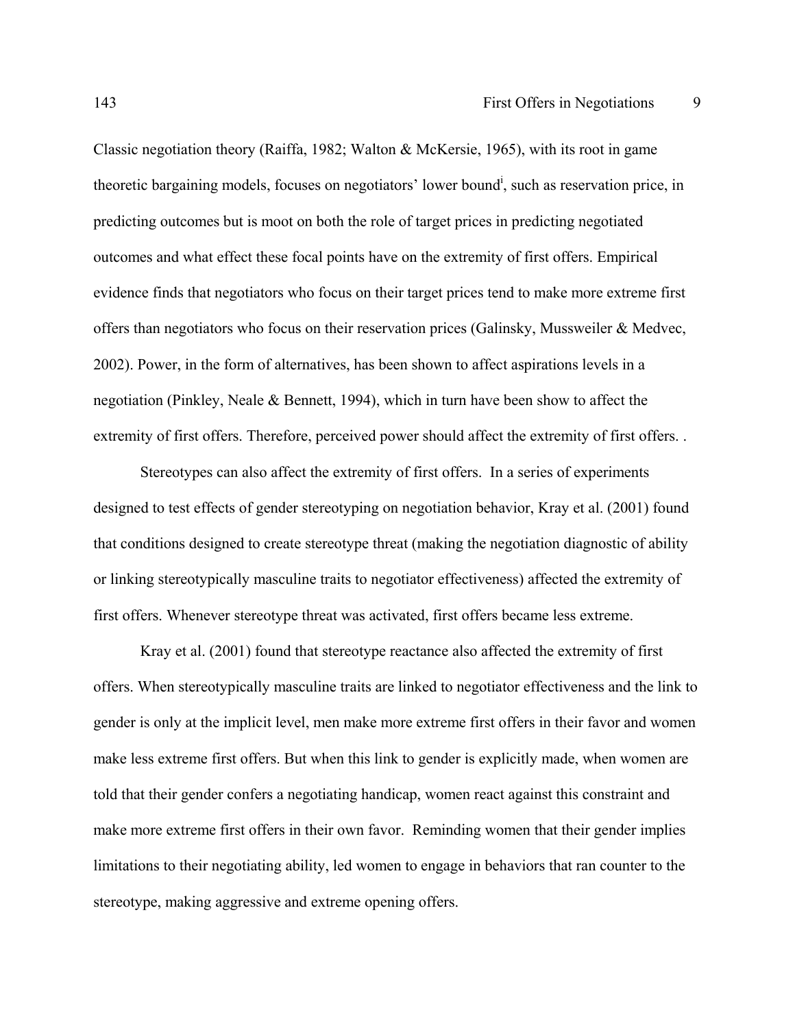Classic negotiation theory (Raiffa, 1982; Walton & McKersie, 1965), with its root in game theoretic bargaining models, focuses on negotiators' lower bound[i], such as reservation price, in predicting outcomes but is moot on both the role of target prices in predicting negotiated outcomes and what effect these focal points have on the extremity of first offers. Empirical evidence finds that negotiators who focus on their target prices tend to make more extreme first offers than negotiators who focus on their reservation prices (Galinsky, Mussweiler & Medvec, 2002). Power, in the form of alternatives, has been shown to affect aspirations levels in a negotiation (Pinkley, Neale & Bennett, 1994), which in turn have been show to affect the extremity of first offers. Therefore, perceived power should affect the extremity of first offers. .

Stereotypes can also affect the extremity of first offers. In a series of experiments designed to test effects of gender stereotyping on negotiation behavior, Kray et al. (2001) found that conditions designed to create stereotype threat (making the negotiation diagnostic of ability or linking stereotypically masculine traits to negotiator effectiveness) affected the extremity of first offers. Whenever stereotype threat was activated, first offers became less extreme.

Kray et al. (2001) found that stereotype reactance also affected the extremity of first offers. When stereotypically masculine traits are linked to negotiator effectiveness and the link to gender is only at the implicit level, men make more extreme first offers in their favor and women make less extreme first offers. But when this link to gender is explicitly made, when women are told that their gender confers a negotiating handicap, women react against this constraint and make more extreme first offers in their own favor. Reminding women that their gender implies limitations to their negotiating ability, led women to engage in behaviors that ran counter to the stereotype, making aggressive and extreme opening offers.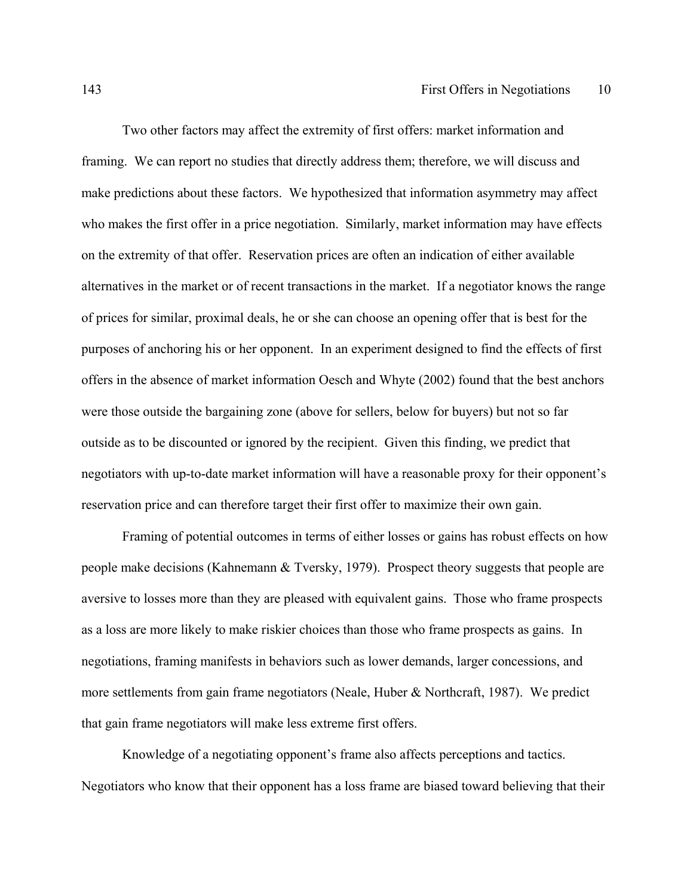Two other factors may affect the extremity of first offers: market information and framing. We can report no studies that directly address them; therefore, we will discuss and make predictions about these factors. We hypothesized that information asymmetry may affect who makes the first offer in a price negotiation. Similarly, market information may have effects on the extremity of that offer. Reservation prices are often an indication of either available alternatives in the market or of recent transactions in the market. If a negotiator knows the range of prices for similar, proximal deals, he or she can choose an opening offer that is best for the purposes of anchoring his or her opponent. In an experiment designed to find the effects of first offers in the absence of market information Oesch and Whyte (2002) found that the best anchors were those outside the bargaining zone (above for sellers, below for buyers) but not so far outside as to be discounted or ignored by the recipient. Given this finding, we predict that negotiators with up-to-date market information will have a reasonable proxy for their opponent's reservation price and can therefore target their first offer to maximize their own gain.

Framing of potential outcomes in terms of either losses or gains has robust effects on how people make decisions (Kahnemann & Tversky, 1979). Prospect theory suggests that people are aversive to losses more than they are pleased with equivalent gains. Those who frame prospects as a loss are more likely to make riskier choices than those who frame prospects as gains. In negotiations, framing manifests in behaviors such as lower demands, larger concessions, and more settlements from gain frame negotiators (Neale, Huber & Northcraft, 1987). We predict that gain frame negotiators will make less extreme first offers.

Knowledge of a negotiating opponent's frame also affects perceptions and tactics. Negotiators who know that their opponent has a loss frame are biased toward believing that their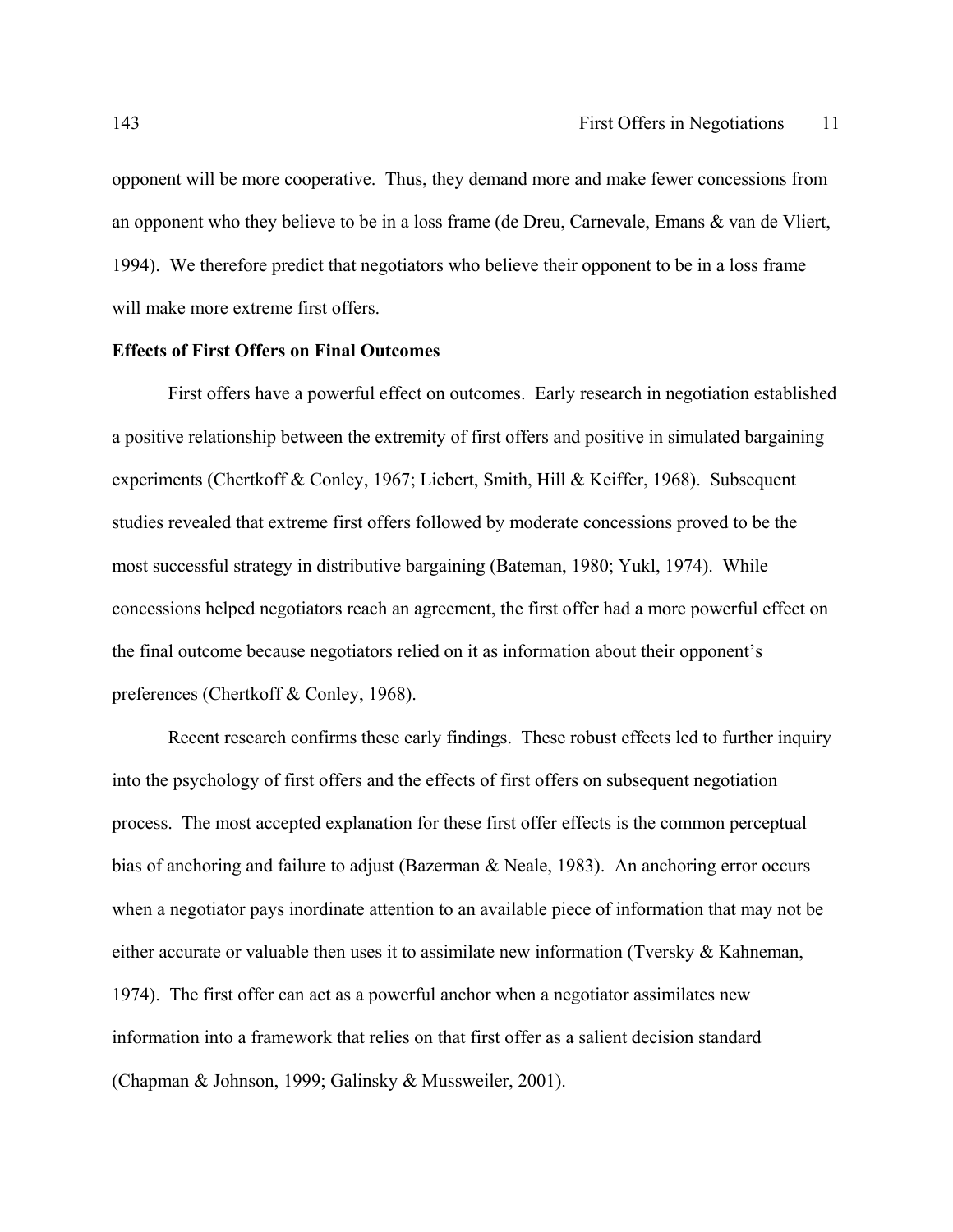opponent will be more cooperative. Thus, they demand more and make fewer concessions from an opponent who they believe to be in a loss frame (de Dreu, Carnevale, Emans & van de Vliert, 1994). We therefore predict that negotiators who believe their opponent to be in a loss frame will make more extreme first offers.

**Effects of First Offers on Final Outcomes**

First offers have a powerful effect on outcomes. Early research in negotiation established a positive relationship between the extremity of first offers and positive in simulated bargaining experiments (Chertkoff & Conley, 1967; Liebert, Smith, Hill & Keiffer, 1968). Subsequent studies revealed that extreme first offers followed by moderate concessions proved to be the most successful strategy in distributive bargaining (Bateman, 1980; Yukl, 1974). While concessions helped negotiators reach an agreement, the first offer had a more powerful effect on the final outcome because negotiators relied on it as information about their opponent's preferences (Chertkoff & Conley, 1968).

Recent research confirms these early findings. These robust effects led to further inquiry into the psychology of first offers and the effects of first offers on subsequent negotiation process. The most accepted explanation for these first offer effects is the common perceptual bias of anchoring and failure to adjust (Bazerman & Neale, 1983). An anchoring error occurs when a negotiator pays inordinate attention to an available piece of information that may not be either accurate or valuable then uses it to assimilate new information (Tversky & Kahneman, 1974). The first offer can act as a powerful anchor when a negotiator assimilates new information into a framework that relies on that first offer as a salient decision standard (Chapman & Johnson, 1999; Galinsky & Mussweiler, 2001).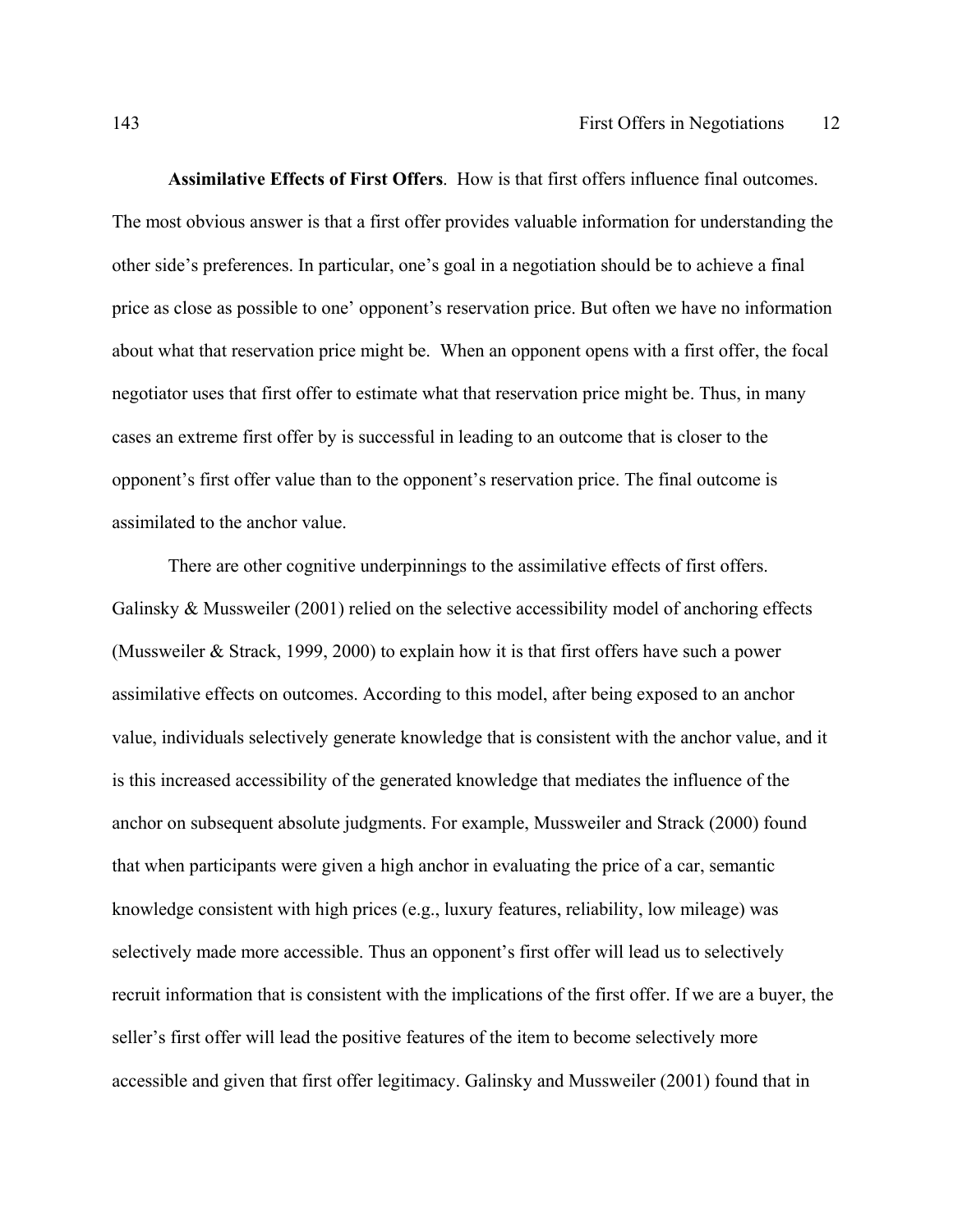**Assimilative Effects of First Offers**. How is that first offers influence final outcomes. The most obvious answer is that a first offer provides valuable information for understanding the other side's preferences. In particular, one's goal in a negotiation should be to achieve a final price as close as possible to one' opponent's reservation price. But often we have no information about what that reservation price might be. When an opponent opens with a first offer, the focal negotiator uses that first offer to estimate what that reservation price might be. Thus, in many cases an extreme first offer by is successful in leading to an outcome that is closer to the opponent's first offer value than to the opponent's reservation price. The final outcome is assimilated to the anchor value.

There are other cognitive underpinnings to the assimilative effects of first offers. Galinsky & Mussweiler (2001) relied on the selective accessibility model of anchoring effects (Mussweiler & Strack, 1999, 2000) to explain how it is that first offers have such a power assimilative effects on outcomes. According to this model, after being exposed to an anchor value, individuals selectively generate knowledge that is consistent with the anchor value, and it is this increased accessibility of the generated knowledge that mediates the influence of the anchor on subsequent absolute judgments. For example, Mussweiler and Strack (2000) found that when participants were given a high anchor in evaluating the price of a car, semantic knowledge consistent with high prices (e.g., luxury features, reliability, low mileage) was selectively made more accessible. Thus an opponent's first offer will lead us to selectively recruit information that is consistent with the implications of the first offer. If we are a buyer, the seller's first offer will lead the positive features of the item to become selectively more accessible and given that first offer legitimacy. Galinsky and Mussweiler (2001) found that in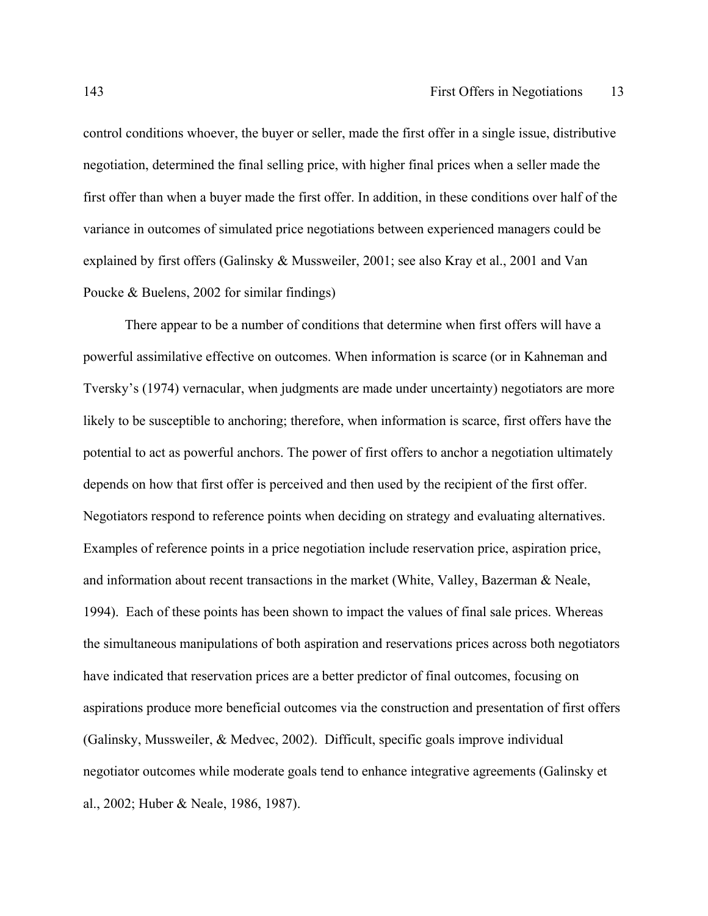control conditions whoever, the buyer or seller, made the first offer in a single issue, distributive negotiation, determined the final selling price, with higher final prices when a seller made the first offer than when a buyer made the first offer. In addition, in these conditions over half of the variance in outcomes of simulated price negotiations between experienced managers could be explained by first offers (Galinsky & Mussweiler, 2001; see also Kray et al., 2001 and Van Poucke & Buelens, 2002 for similar findings)

There appear to be a number of conditions that determine when first offers will have a powerful assimilative effective on outcomes. When information is scarce (or in Kahneman and Tversky's (1974) vernacular, when judgments are made under uncertainty) negotiators are more likely to be susceptible to anchoring; therefore, when information is scarce, first offers have the potential to act as powerful anchors. The power of first offers to anchor a negotiation ultimately depends on how that first offer is perceived and then used by the recipient of the first offer. Negotiators respond to reference points when deciding on strategy and evaluating alternatives. Examples of reference points in a price negotiation include reservation price, aspiration price, and information about recent transactions in the market (White, Valley, Bazerman & Neale, 1994). Each of these points has been shown to impact the values of final sale prices. Whereas the simultaneous manipulations of both aspiration and reservations prices across both negotiators have indicated that reservation prices are a better predictor of final outcomes, focusing on aspirations produce more beneficial outcomes via the construction and presentation of first offers (Galinsky, Mussweiler, & Medvec, 2002). Difficult, specific goals improve individual negotiator outcomes while moderate goals tend to enhance integrative agreements (Galinsky et al., 2002; Huber & Neale, 1986, 1987).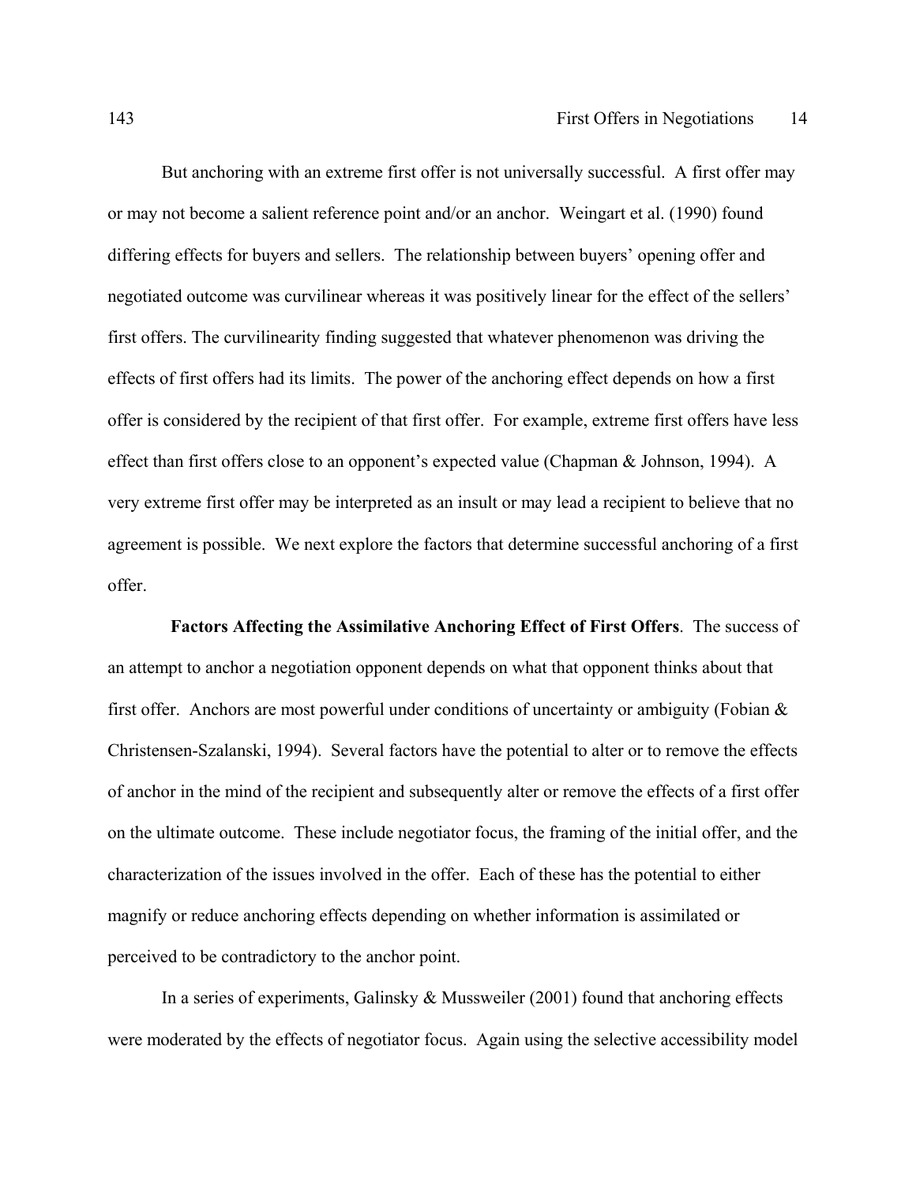But anchoring with an extreme first offer is not universally successful. A first offer may or may not become a salient reference point and/or an anchor. Weingart et al. (1990) found differing effects for buyers and sellers. The relationship between buyers' opening offer and negotiated outcome was curvilinear whereas it was positively linear for the effect of the sellers' first offers. The curvilinearity finding suggested that whatever phenomenon was driving the effects of first offers had its limits. The power of the anchoring effect depends on how a first offer is considered by the recipient of that first offer. For example, extreme first offers have less effect than first offers close to an opponent's expected value (Chapman & Johnson, 1994). A very extreme first offer may be interpreted as an insult or may lead a recipient to believe that no agreement is possible. We next explore the factors that determine successful anchoring of a first offer.

**Factors Affecting the Assimilative Anchoring Effect of First Offers**. The success of an attempt to anchor a negotiation opponent depends on what that opponent thinks about that first offer. Anchors are most powerful under conditions of uncertainty or ambiguity (Fobian & Christensen-Szalanski, 1994). Several factors have the potential to alter or to remove the effects of anchor in the mind of the recipient and subsequently alter or remove the effects of a first offer on the ultimate outcome. These include negotiator focus, the framing of the initial offer, and the characterization of the issues involved in the offer. Each of these has the potential to either magnify or reduce anchoring effects depending on whether information is assimilated or perceived to be contradictory to the anchor point.

In a series of experiments, Galinsky & Mussweiler (2001) found that anchoring effects were moderated by the effects of negotiator focus. Again using the selective accessibility model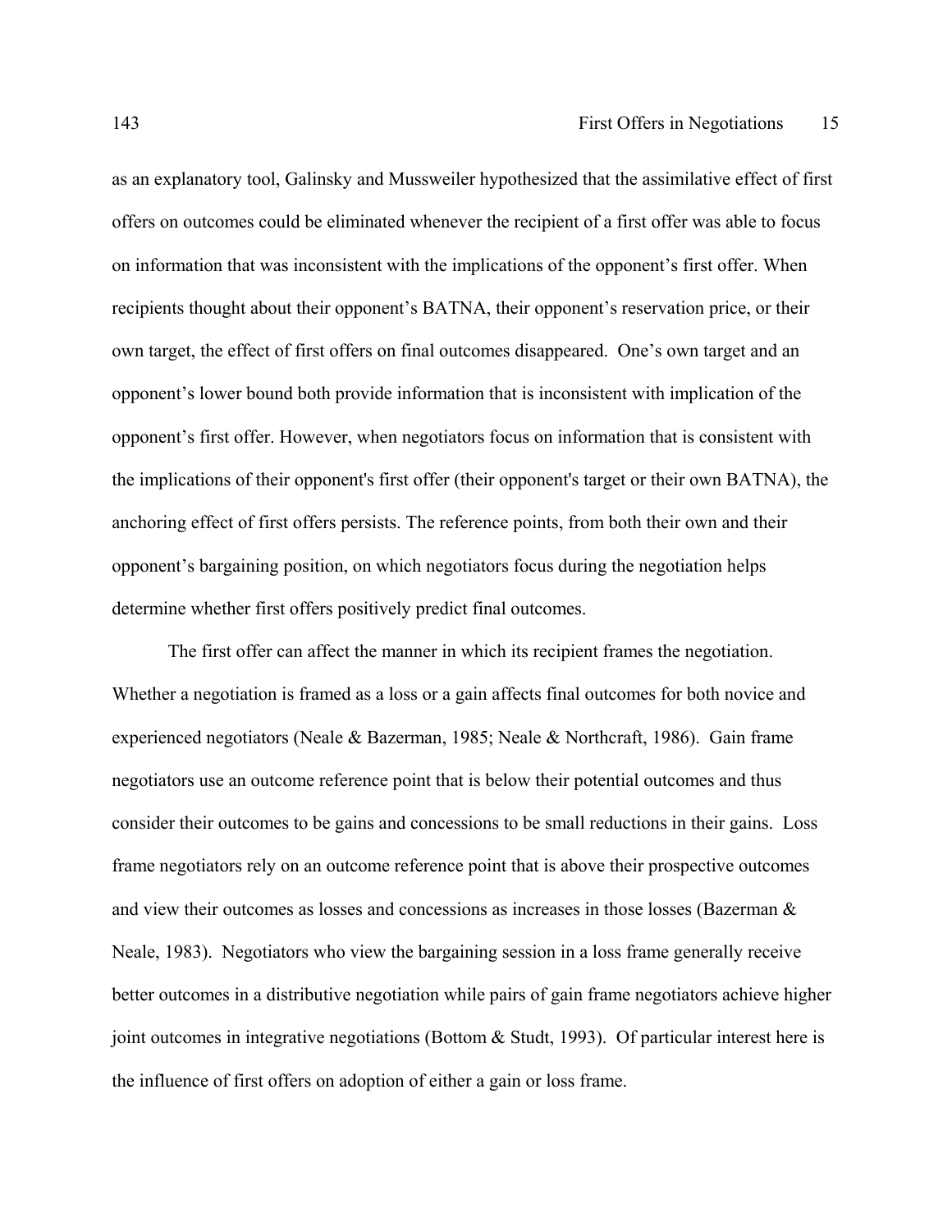as an explanatory tool, Galinsky and Mussweiler hypothesized that the assimilative effect of first offers on outcomes could be eliminated whenever the recipient of a first offer was able to focus on information that was inconsistent with the implications of the opponent's first offer. When recipients thought about their opponent's BATNA, their opponent's reservation price, or their own target, the effect of first offers on final outcomes disappeared. One's own target and an opponent's lower bound both provide information that is inconsistent with implication of the opponent's first offer. However, when negotiators focus on information that is consistent with the implications of their opponent's first offer (their opponent's target or their own BATNA), the anchoring effect of first offers persists. The reference points, from both their own and their opponent's bargaining position, on which negotiators focus during the negotiation helps determine whether first offers positively predict final outcomes.

The first offer can affect the manner in which its recipient frames the negotiation. Whether a negotiation is framed as a loss or a gain affects final outcomes for both novice and experienced negotiators (Neale & Bazerman, 1985; Neale & Northcraft, 1986). Gain frame negotiators use an outcome reference point that is below their potential outcomes and thus consider their outcomes to be gains and concessions to be small reductions in their gains. Loss frame negotiators rely on an outcome reference point that is above their prospective outcomes and view their outcomes as losses and concessions as increases in those losses (Bazerman & Neale, 1983). Negotiators who view the bargaining session in a loss frame generally receive better outcomes in a distributive negotiation while pairs of gain frame negotiators achieve higher joint outcomes in integrative negotiations (Bottom & Studt, 1993). Of particular interest here is the influence of first offers on adoption of either a gain or loss frame.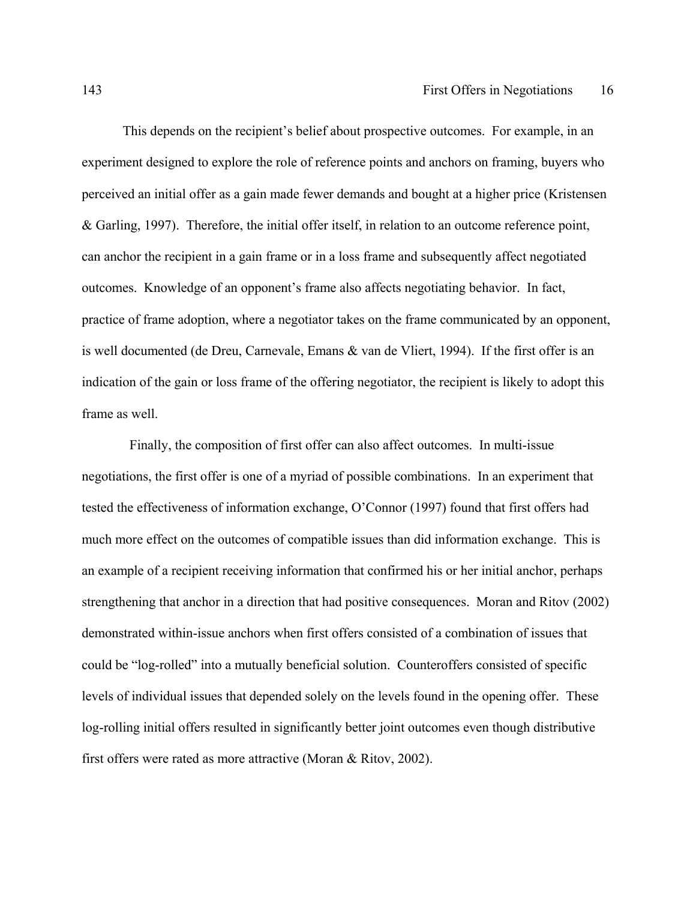This depends on the recipient's belief about prospective outcomes. For example, in an experiment designed to explore the role of reference points and anchors on framing, buyers who perceived an initial offer as a gain made fewer demands and bought at a higher price (Kristensen & Garling, 1997). Therefore, the initial offer itself, in relation to an outcome reference point, can anchor the recipient in a gain frame or in a loss frame and subsequently affect negotiated outcomes. Knowledge of an opponent's frame also affects negotiating behavior. In fact, practice of frame adoption, where a negotiator takes on the frame communicated by an opponent, is well documented (de Dreu, Carnevale, Emans & van de Vliert, 1994). If the first offer is an indication of the gain or loss frame of the offering negotiator, the recipient is likely to adopt this frame as well.

Finally, the composition of first offer can also affect outcomes. In multi-issue negotiations, the first offer is one of a myriad of possible combinations. In an experiment that tested the effectiveness of information exchange, O'Connor (1997) found that first offers had much more effect on the outcomes of compatible issues than did information exchange. This is an example of a recipient receiving information that confirmed his or her initial anchor, perhaps strengthening that anchor in a direction that had positive consequences. Moran and Ritov (2002) demonstrated within-issue anchors when first offers consisted of a combination of issues that could be "log-rolled" into a mutually beneficial solution. Counteroffers consisted of specific levels of individual issues that depended solely on the levels found in the opening offer. These log-rolling initial offers resulted in significantly better joint outcomes even though distributive first offers were rated as more attractive (Moran & Ritov, 2002).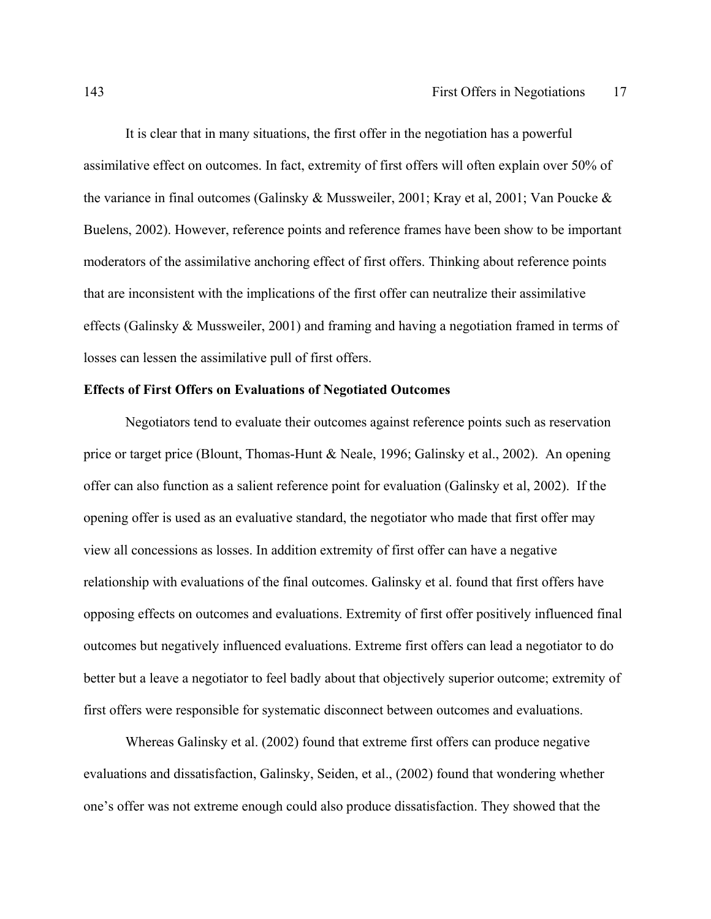It is clear that in many situations, the first offer in the negotiation has a powerful assimilative effect on outcomes. In fact, extremity of first offers will often explain over 50% of the variance in final outcomes (Galinsky & Mussweiler, 2001; Kray et al, 2001; Van Poucke & Buelens, 2002). However, reference points and reference frames have been show to be important moderators of the assimilative anchoring effect of first offers. Thinking about reference points that are inconsistent with the implications of the first offer can neutralize their assimilative effects (Galinsky & Mussweiler, 2001) and framing and having a negotiation framed in terms of losses can lessen the assimilative pull of first offers.

**Effects of First Offers on Evaluations of Negotiated Outcomes**

Negotiators tend to evaluate their outcomes against reference points such as reservation price or target price (Blount, Thomas-Hunt & Neale, 1996; Galinsky et al., 2002). An opening offer can also function as a salient reference point for evaluation (Galinsky et al, 2002). If the opening offer is used as an evaluative standard, the negotiator who made that first offer may view all concessions as losses. In addition extremity of first offer can have a negative relationship with evaluations of the final outcomes. Galinsky et al. found that first offers have opposing effects on outcomes and evaluations. Extremity of first offer positively influenced final outcomes but negatively influenced evaluations. Extreme first offers can lead a negotiator to do better but a leave a negotiator to feel badly about that objectively superior outcome; extremity of first offers were responsible for systematic disconnect between outcomes and evaluations.

Whereas Galinsky et al. (2002) found that extreme first offers can produce negative evaluations and dissatisfaction, Galinsky, Seiden, et al., (2002) found that wondering whether one's offer was not extreme enough could also produce dissatisfaction. They showed that the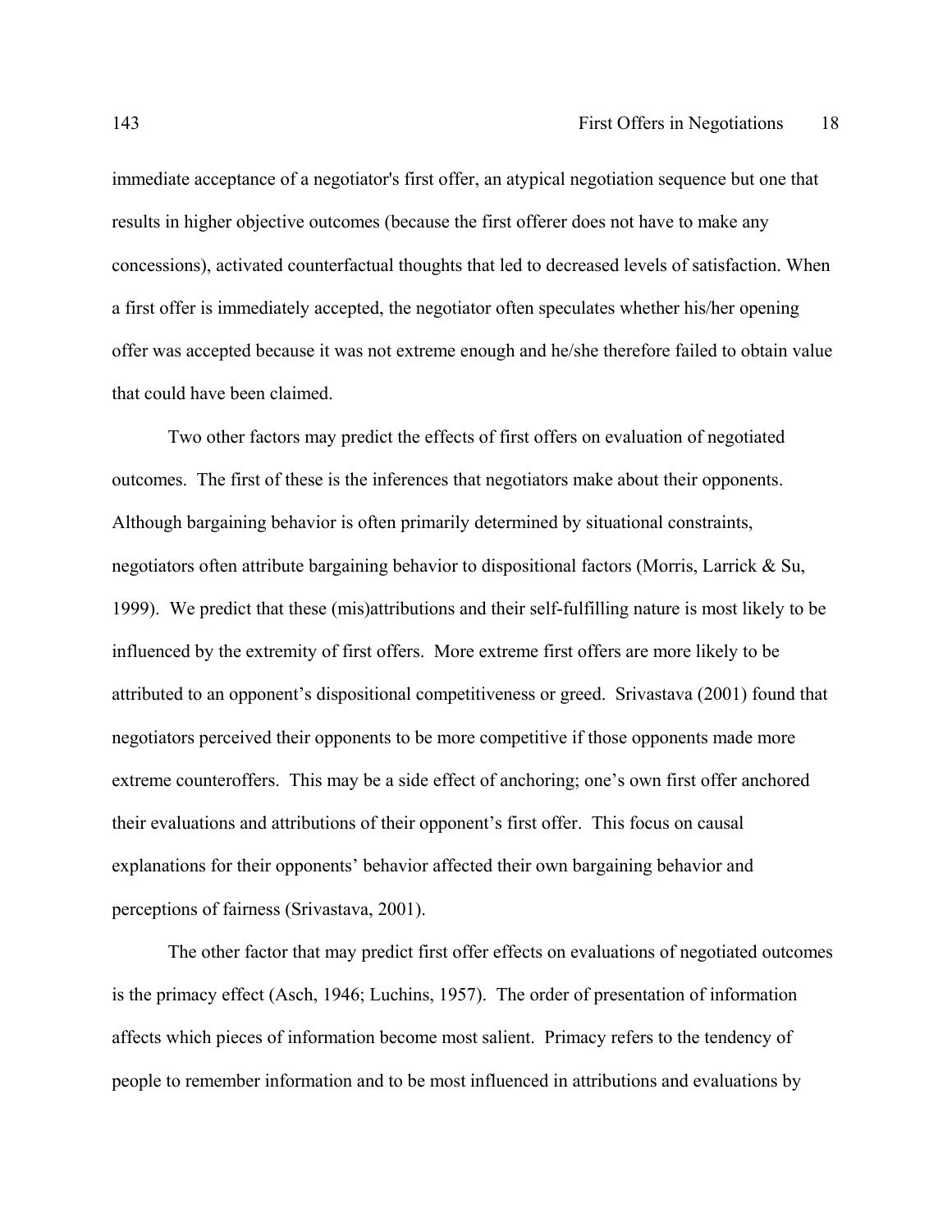immediate acceptance of a negotiator's first offer, an atypical negotiation sequence but one that results in higher objective outcomes (because the first offerer does not have to make any concessions), activated counterfactual thoughts that led to decreased levels of satisfaction. When a first offer is immediately accepted, the negotiator often speculates whether his/her opening offer was accepted because it was not extreme enough and he/she therefore failed to obtain value that could have been claimed.

Two other factors may predict the effects of first offers on evaluation of negotiated outcomes. The first of these is the inferences that negotiators make about their opponents. Although bargaining behavior is often primarily determined by situational constraints, negotiators often attribute bargaining behavior to dispositional factors (Morris, Larrick & Su, 1999). We predict that these (mis)attributions and their self-fulfilling nature is most likely to be influenced by the extremity of first offers. More extreme first offers are more likely to be attributed to an opponent's dispositional competitiveness or greed. Srivastava (2001) found that negotiators perceived their opponents to be more competitive if those opponents made more extreme counteroffers. This may be a side effect of anchoring; one's own first offer anchored their evaluations and attributions of their opponent's first offer. This focus on causal explanations for their opponents' behavior affected their own bargaining behavior and perceptions of fairness (Srivastava, 2001).

The other factor that may predict first offer effects on evaluations of negotiated outcomes is the primacy effect (Asch, 1946; Luchins, 1957). The order of presentation of information affects which pieces of information become most salient. Primacy refers to the tendency of people to remember information and to be most influenced in attributions and evaluations by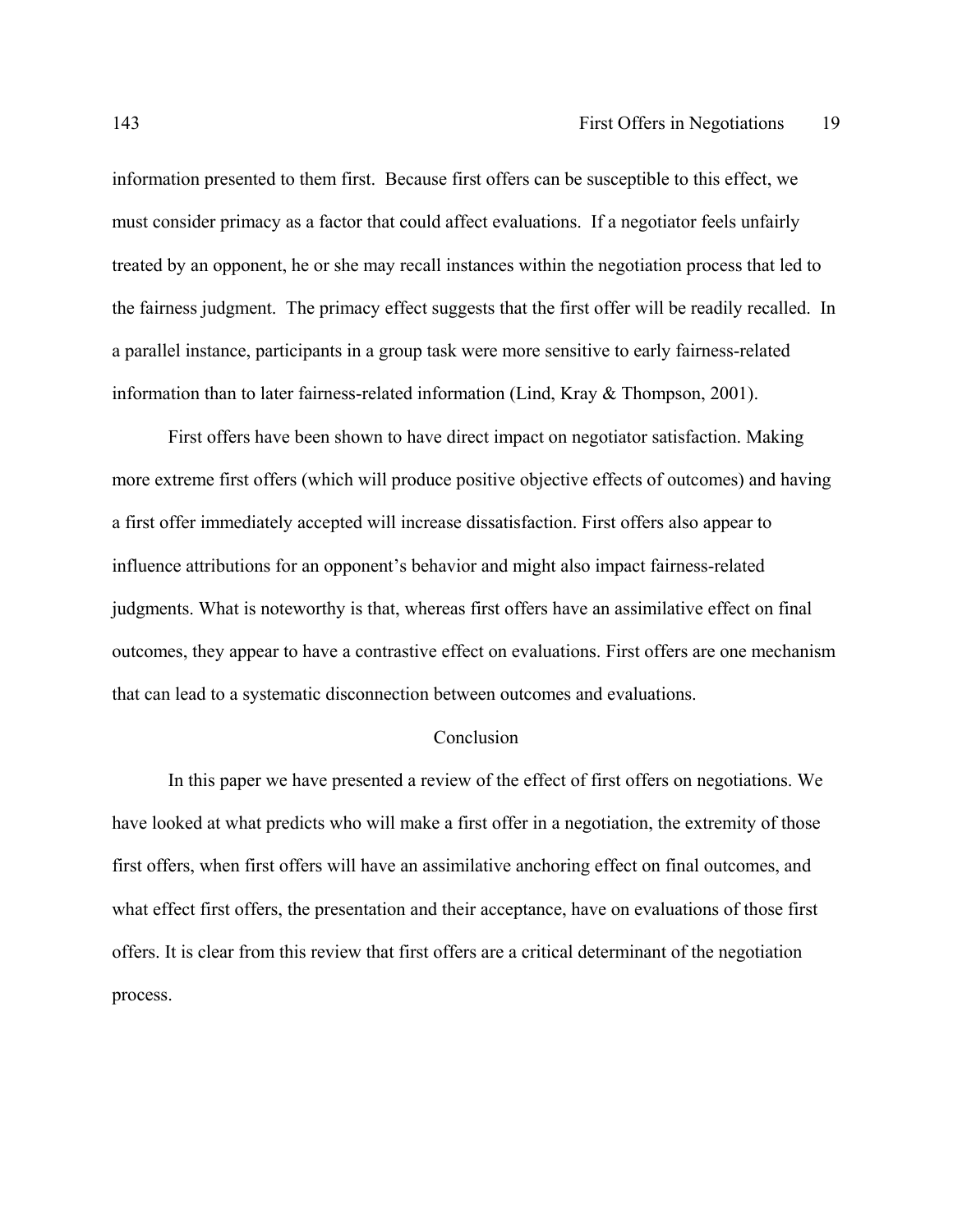information presented to them first. Because first offers can be susceptible to this effect, we must consider primacy as a factor that could affect evaluations. If a negotiator feels unfairly treated by an opponent, he or she may recall instances within the negotiation process that led to the fairness judgment. The primacy effect suggests that the first offer will be readily recalled. In a parallel instance, participants in a group task were more sensitive to early fairness-related information than to later fairness-related information (Lind, Kray & Thompson, 2001).

First offers have been shown to have direct impact on negotiator satisfaction. Making more extreme first offers (which will produce positive objective effects of outcomes) and having a first offer immediately accepted will increase dissatisfaction. First offers also appear to influence attributions for an opponent's behavior and might also impact fairness-related judgments. What is noteworthy is that, whereas first offers have an assimilative effect on final outcomes, they appear to have a contrastive effect on evaluations. First offers are one mechanism that can lead to a systematic disconnection between outcomes and evaluations.

## Conclusion

In this paper we have presented a review of the effect of first offers on negotiations. We have looked at what predicts who will make a first offer in a negotiation, the extremity of those first offers, when first offers will have an assimilative anchoring effect on final outcomes, and what effect first offers, the presentation and their acceptance, have on evaluations of those first offers. It is clear from this review that first offers are a critical determinant of the negotiation process.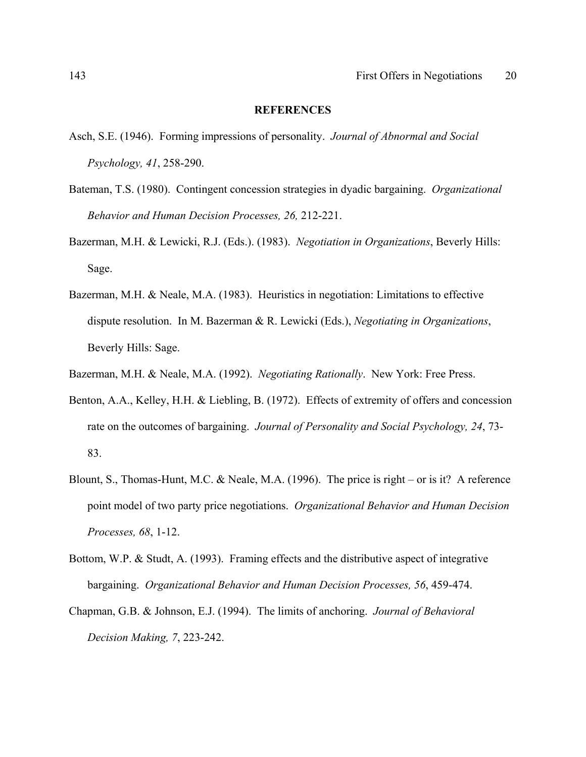## REFERENCES

Asch, S.E. (1946). Forming impressions of personality. *Journal of Abnormal and Social Psychology, 41*, 258-290.

Bateman, T.S. (1980). Contingent concession strategies in dyadic bargaining. *Organizational Behavior and Human Decision Processes, 26,* 212-221.

Bazerman, M.H. & Lewicki, R.J. (Eds.). (1983). *Negotiation in Organizations*, Beverly Hills: Sage.

Bazerman, M.H. & Neale, M.A. (1983). Heuristics in negotiation: Limitations to effective dispute resolution. In M. Bazerman & R. Lewicki (Eds.), *Negotiating in Organizations*, Beverly Hills: Sage.

Bazerman, M.H. & Neale, M.A. (1992). *Negotiating Rationally*. New York: Free Press.

Benton, A.A., Kelley, H.H. & Liebling, B. (1972). Effects of extremity of offers and concession rate on the outcomes of bargaining. *Journal of Personality and Social Psychology, 24*, 73-83.

Blount, S., Thomas-Hunt, M.C. & Neale, M.A. (1996). The price is right – or is it? A reference point model of two party price negotiations. *Organizational Behavior and Human Decision Processes, 68*, 1-12.

Bottom, W.P. & Studt, A. (1993). Framing effects and the distributive aspect of integrative bargaining. *Organizational Behavior and Human Decision Processes, 56*, 459-474.

Chapman, G.B. & Johnson, E.J. (1994). The limits of anchoring. *Journal of Behavioral Decision Making, 7*, 223-242.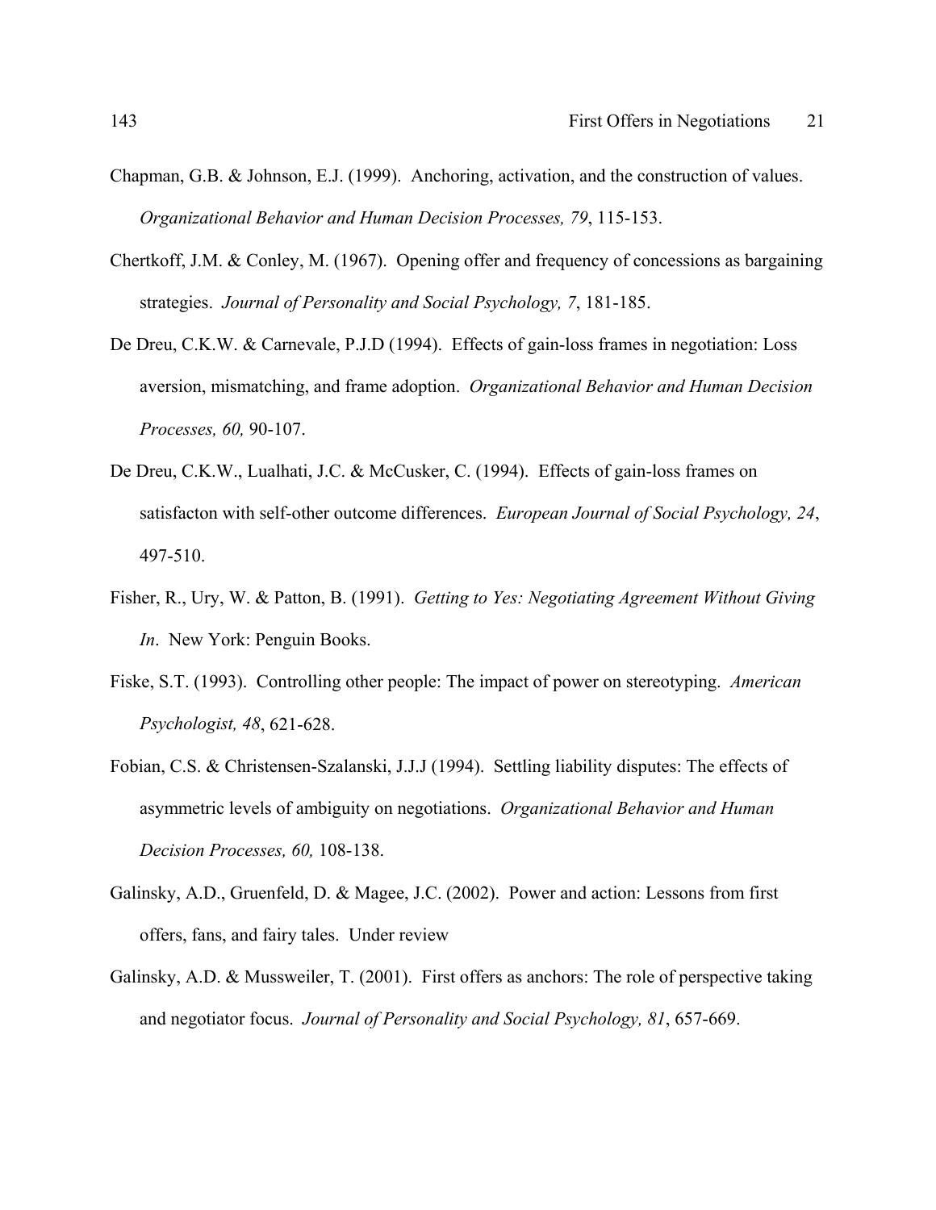Chapman, G.B. & Johnson, E.J. (1999). Anchoring, activation, and the construction of values. *Organizational Behavior and Human Decision Processes, 79*, 115-153.

Chertkoff, J.M. & Conley, M. (1967). Opening offer and frequency of concessions as bargaining strategies. *Journal of Personality and Social Psychology, 7*, 181-185.

De Dreu, C.K.W. & Carnevale, P.J.D (1994). Effects of gain-loss frames in negotiation: Loss aversion, mismatching, and frame adoption. *Organizational Behavior and Human Decision Processes, 60,* 90-107.

De Dreu, C.K.W., Lualhati, J.C. & McCusker, C. (1994). Effects of gain-loss frames on satisfacton with self-other outcome differences. *European Journal of Social Psychology, 24*, 497-510.

Fisher, R., Ury, W. & Patton, B. (1991). *Getting to Yes: Negotiating Agreement Without Giving In*. New York: Penguin Books.

Fiske, S.T. (1993). Controlling other people: The impact of power on stereotyping. *American Psychologist, 48*, 621-628.

Fobian, C.S. & Christensen-Szalanski, J.J.J (1994). Settling liability disputes: The effects of asymmetric levels of ambiguity on negotiations. *Organizational Behavior and Human Decision Processes, 60,* 108-138.

Galinsky, A.D., Gruenfeld, D. & Magee, J.C. (2002). Power and action: Lessons from first offers, fans, and fairy tales. Under review

Galinsky, A.D. & Mussweiler, T. (2001). First offers as anchors: The role of perspective taking and negotiator focus. *Journal of Personality and Social Psychology, 81*, 657-669.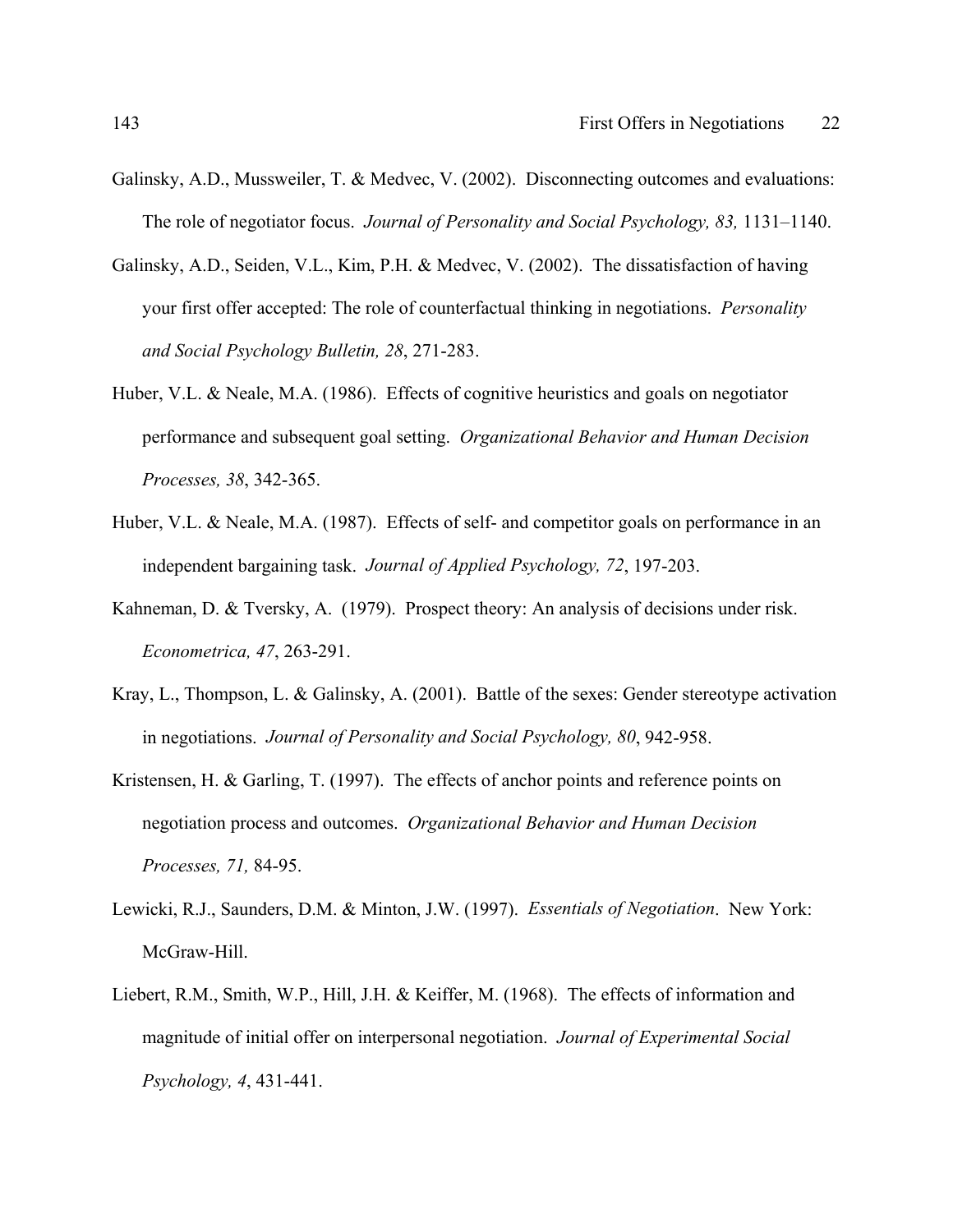Galinsky, A.D., Mussweiler, T. & Medvec, V. (2002). Disconnecting outcomes and evaluations: The role of negotiator focus. *Journal of Personality and Social Psychology, 83,* 1131–1140.

Galinsky, A.D., Seiden, V.L., Kim, P.H. & Medvec, V. (2002). The dissatisfaction of having your first offer accepted: The role of counterfactual thinking in negotiations. *Personality and Social Psychology Bulletin, 28*, 271-283.

Huber, V.L. & Neale, M.A. (1986). Effects of cognitive heuristics and goals on negotiator performance and subsequent goal setting. *Organizational Behavior and Human Decision Processes, 38*, 342-365.

Huber, V.L. & Neale, M.A. (1987). Effects of self- and competitor goals on performance in an independent bargaining task. *Journal of Applied Psychology, 72*, 197-203.

Kahneman, D. & Tversky, A. (1979). Prospect theory: An analysis of decisions under risk. *Econometrica, 47*, 263-291.

Kray, L., Thompson, L. & Galinsky, A. (2001). Battle of the sexes: Gender stereotype activation in negotiations. *Journal of Personality and Social Psychology, 80*, 942-958.

Kristensen, H. & Garling, T. (1997). The effects of anchor points and reference points on negotiation process and outcomes. *Organizational Behavior and Human Decision Processes, 71,* 84-95.

Lewicki, R.J., Saunders, D.M. & Minton, J.W. (1997). *Essentials of Negotiation*. New York: McGraw-Hill.

Liebert, R.M., Smith, W.P., Hill, J.H. & Keiffer, M. (1968). The effects of information and magnitude of initial offer on interpersonal negotiation. *Journal of Experimental Social Psychology, 4*, 431-441.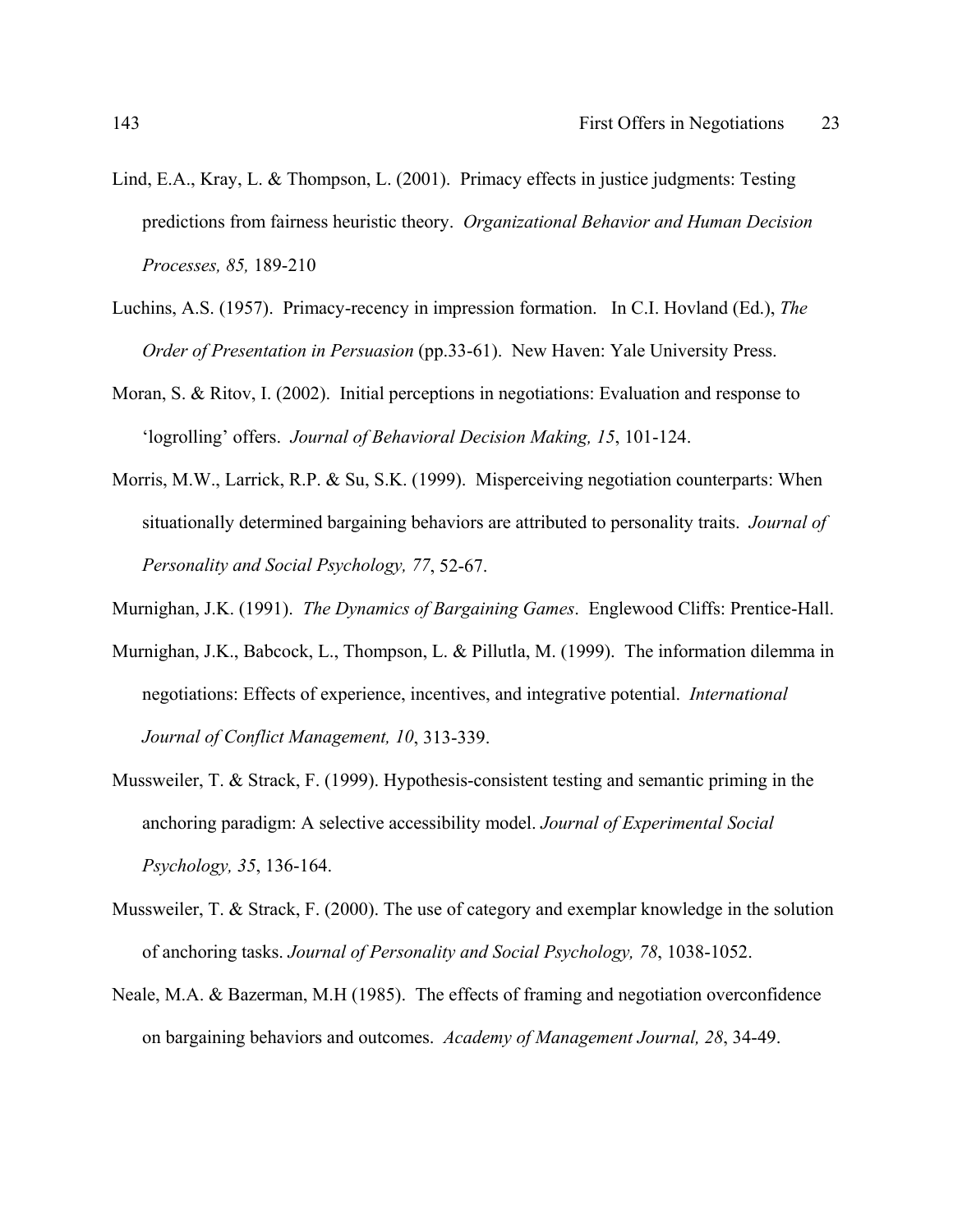Lind, E.A., Kray, L. & Thompson, L. (2001). Primacy effects in justice judgments: Testing predictions from fairness heuristic theory. *Organizational Behavior and Human Decision Processes, 85,* 189-210

Luchins, A.S. (1957). Primacy-recency in impression formation. In C.I. Hovland (Ed.), *The Order of Presentation in Persuasion* (pp.33-61). New Haven: Yale University Press.

Moran, S. & Ritov, I. (2002). Initial perceptions in negotiations: Evaluation and response to 'logrolling' offers. *Journal of Behavioral Decision Making, 15*, 101-124.

Morris, M.W., Larrick, R.P. & Su, S.K. (1999). Misperceiving negotiation counterparts: When situationally determined bargaining behaviors are attributed to personality traits. *Journal of Personality and Social Psychology, 77*, 52-67.

Murnighan, J.K. (1991). *The Dynamics of Bargaining Games*. Englewood Cliffs: Prentice-Hall.

Murnighan, J.K., Babcock, L., Thompson, L. & Pillutla, M. (1999). The information dilemma in negotiations: Effects of experience, incentives, and integrative potential. *International Journal of Conflict Management, 10*, 313-339.

Mussweiler, T. & Strack, F. (1999). Hypothesis-consistent testing and semantic priming in the anchoring paradigm: A selective accessibility model. *Journal of Experimental Social Psychology, 35*, 136-164.

Mussweiler, T. & Strack, F. (2000). The use of category and exemplar knowledge in the solution of anchoring tasks. *Journal of Personality and Social Psychology, 78*, 1038-1052.

Neale, M.A. & Bazerman, M.H (1985). The effects of framing and negotiation overconfidence on bargaining behaviors and outcomes. *Academy of Management Journal, 28*, 34-49.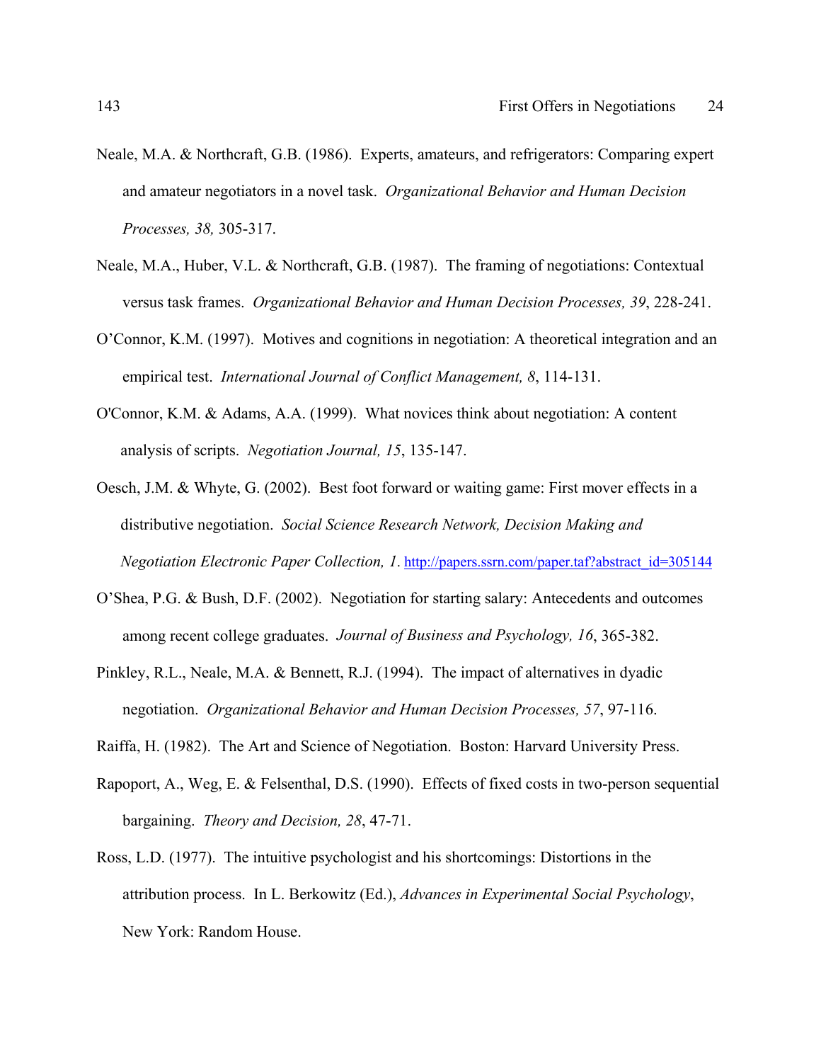Neale, M.A. & Northcraft, G.B. (1986). Experts, amateurs, and refrigerators: Comparing expert and amateur negotiators in a novel task. *Organizational Behavior and Human Decision Processes, 38,* 305-317.

Neale, M.A., Huber, V.L. & Northcraft, G.B. (1987). The framing of negotiations: Contextual versus task frames. *Organizational Behavior and Human Decision Processes, 39*, 228-241.

O'Connor, K.M. (1997). Motives and cognitions in negotiation: A theoretical integration and an empirical test. *International Journal of Conflict Management, 8*, 114-131.

O'Connor, K.M. & Adams, A.A. (1999). What novices think about negotiation: A content analysis of scripts. *Negotiation Journal, 15*, 135-147.

Oesch, J.M. & Whyte, G. (2002). Best foot forward or waiting game: First mover effects in a distributive negotiation. *Social Science Research Network, Decision Making and Negotiation Electronic Paper Collection, 1*. http://papers.ssrn.com/paper.taf?abstract_id=305144

O'Shea, P.G. & Bush, D.F. (2002). Negotiation for starting salary: Antecedents and outcomes among recent college graduates. *Journal of Business and Psychology, 16*, 365-382.

Pinkley, R.L., Neale, M.A. & Bennett, R.J. (1994). The impact of alternatives in dyadic negotiation. *Organizational Behavior and Human Decision Processes, 57*, 97-116.

Raiffa, H. (1982). The Art and Science of Negotiation. Boston: Harvard University Press.

Rapoport, A., Weg, E. & Felsenthal, D.S. (1990). Effects of fixed costs in two-person sequential bargaining. *Theory and Decision, 28*, 47-71.

Ross, L.D. (1977). The intuitive psychologist and his shortcomings: Distortions in the attribution process. In L. Berkowitz (Ed.), *Advances in Experimental Social Psychology*, New York: Random House.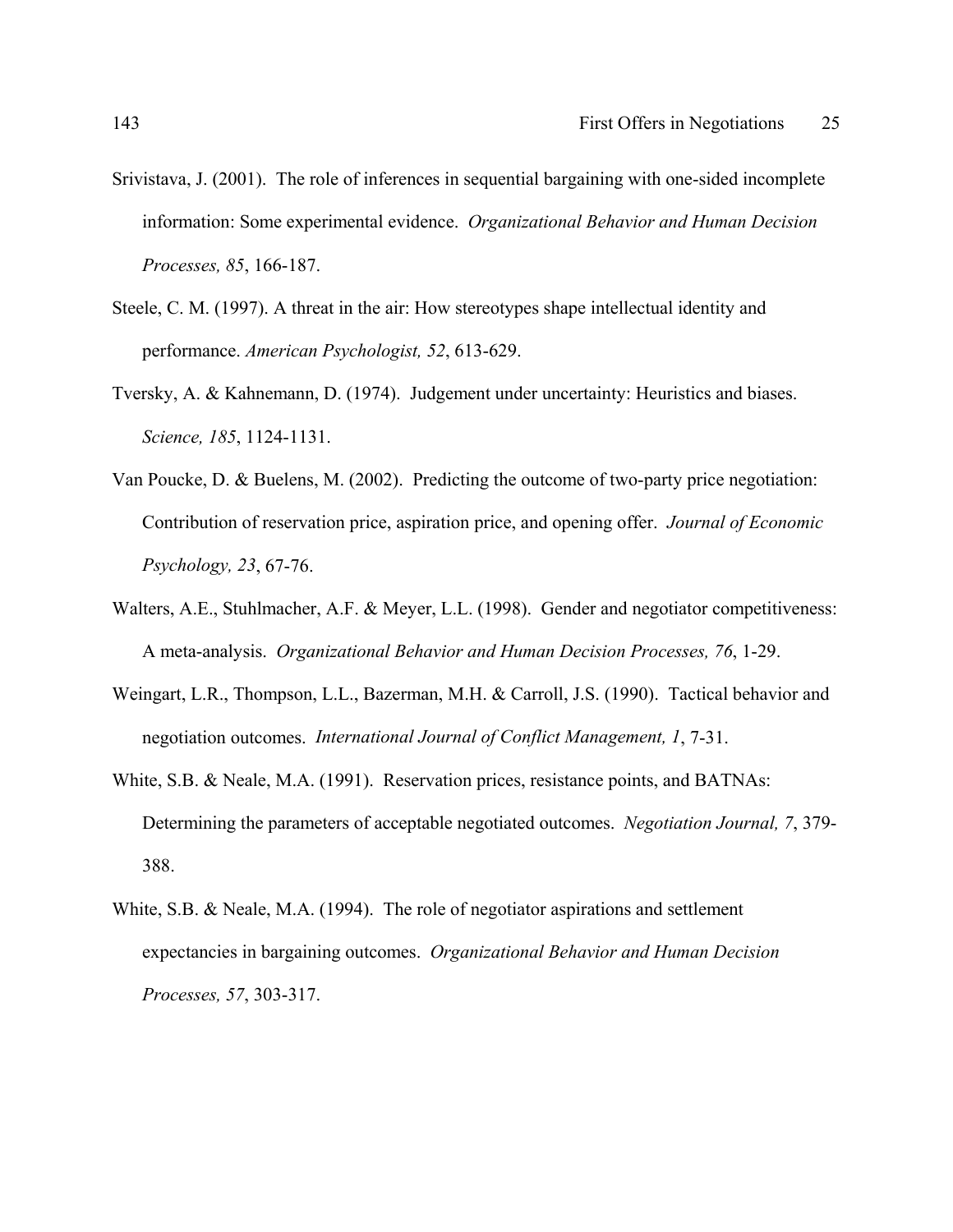Srivistava, J. (2001). The role of inferences in sequential bargaining with one-sided incomplete information: Some experimental evidence. *Organizational Behavior and Human Decision Processes, 85*, 166-187.

Steele, C. M. (1997). A threat in the air: How stereotypes shape intellectual identity and performance. *American Psychologist, 52*, 613-629.

Tversky, A. & Kahnemann, D. (1974). Judgement under uncertainty: Heuristics and biases. *Science, 185*, 1124-1131.

Van Poucke, D. & Buelens, M. (2002). Predicting the outcome of two-party price negotiation: Contribution of reservation price, aspiration price, and opening offer. *Journal of Economic Psychology, 23*, 67-76.

Walters, A.E., Stuhlmacher, A.F. & Meyer, L.L. (1998). Gender and negotiator competitiveness: A meta-analysis. *Organizational Behavior and Human Decision Processes, 76*, 1-29.

Weingart, L.R., Thompson, L.L., Bazerman, M.H. & Carroll, J.S. (1990). Tactical behavior and negotiation outcomes. *International Journal of Conflict Management, 1*, 7-31.

White, S.B. & Neale, M.A. (1991). Reservation prices, resistance points, and BATNAs: Determining the parameters of acceptable negotiated outcomes. *Negotiation Journal, 7*, 379-388.

White, S.B. & Neale, M.A. (1994). The role of negotiator aspirations and settlement expectancies in bargaining outcomes. *Organizational Behavior and Human Decision Processes, 57*, 303-317.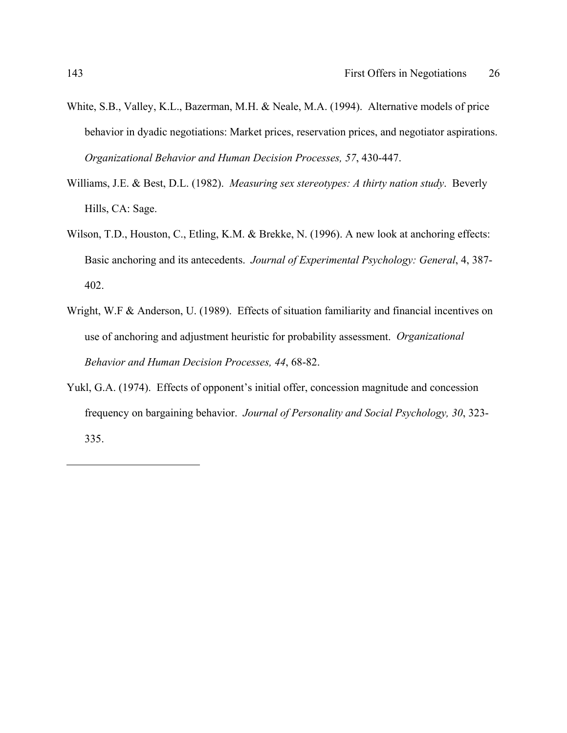White, S.B., Valley, K.L., Bazerman, M.H. & Neale, M.A. (1994). Alternative models of price behavior in dyadic negotiations: Market prices, reservation prices, and negotiator aspirations. *Organizational Behavior and Human Decision Processes, 57*, 430-447.

Williams, J.E. & Best, D.L. (1982). *Measuring sex stereotypes: A thirty nation study*. Beverly Hills, CA: Sage.

Wilson, T.D., Houston, C., Etling, K.M. & Brekke, N. (1996). A new look at anchoring effects: Basic anchoring and its antecedents. *Journal of Experimental Psychology: General*, 4, 387-402.

Wright, W.F & Anderson, U. (1989). Effects of situation familiarity and financial incentives on use of anchoring and adjustment heuristic for probability assessment. *Organizational Behavior and Human Decision Processes, 44*, 68-82.

Yukl, G.A. (1974). Effects of opponent's initial offer, concession magnitude and concession frequency on bargaining behavior. *Journal of Personality and Social Psychology, 30*, 323-335.